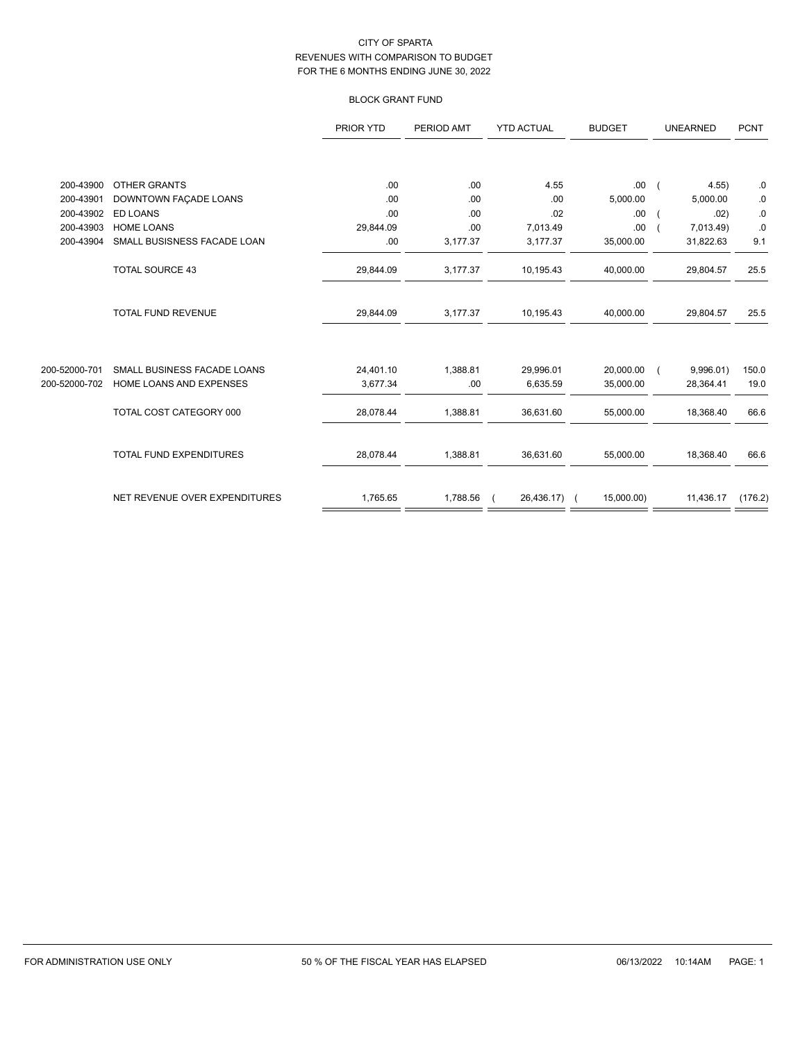CITY OF SPARTA
REVENUES WITH COMPARISON TO BUDGET
FOR THE 6 MONTHS ENDING JUNE 30, 2022

BLOCK GRANT FUND

| | | PRIOR YTD | PERIOD AMT | YTD ACTUAL | BUDGET | UNEARNED | PCNT |
|---|---|---|---|---|---|---|---|
| 200-43900 | OTHER GRANTS | .00 | .00 | 4.55 | .00 | ( 4.55) | .0 |
| 200-43901 | DOWNTOWN FAÇADE LOANS | .00 | .00 | .00 | 5,000.00 | 5,000.00 | .0 |
| 200-43902 | ED LOANS | .00 | .00 | .02 | .00 | ( .02) | .0 |
| 200-43903 | HOME LOANS | 29,844.09 | .00 | 7,013.49 | .00 | ( 7,013.49) | .0 |
| 200-43904 | SMALL BUSISNESS FACADE LOAN | .00 | 3,177.37 | 3,177.37 | 35,000.00 | 31,822.63 | 9.1 |
| | TOTAL SOURCE 43 | 29,844.09 | 3,177.37 | 10,195.43 | 40,000.00 | 29,804.57 | 25.5 |
| | TOTAL FUND REVENUE | 29,844.09 | 3,177.37 | 10,195.43 | 40,000.00 | 29,804.57 | 25.5 |
| 200-52000-701 | SMALL BUSINESS FACADE LOANS | 24,401.10 | 1,388.81 | 29,996.01 | 20,000.00 | ( 9,996.01) | 150.0 |
| 200-52000-702 | HOME LOANS AND EXPENSES | 3,677.34 | .00 | 6,635.59 | 35,000.00 | 28,364.41 | 19.0 |
| | TOTAL COST CATEGORY 000 | 28,078.44 | 1,388.81 | 36,631.60 | 55,000.00 | 18,368.40 | 66.6 |
| | TOTAL FUND EXPENDITURES | 28,078.44 | 1,388.81 | 36,631.60 | 55,000.00 | 18,368.40 | 66.6 |
| | NET REVENUE OVER EXPENDITURES | 1,765.65 | 1,788.56 | ( 26,436.17) | ( 15,000.00) | 11,436.17 | (176.2) |

FOR ADMINISTRATION USE ONLY — 50 % OF THE FISCAL YEAR HAS ELAPSED — 06/13/2022 10:14AM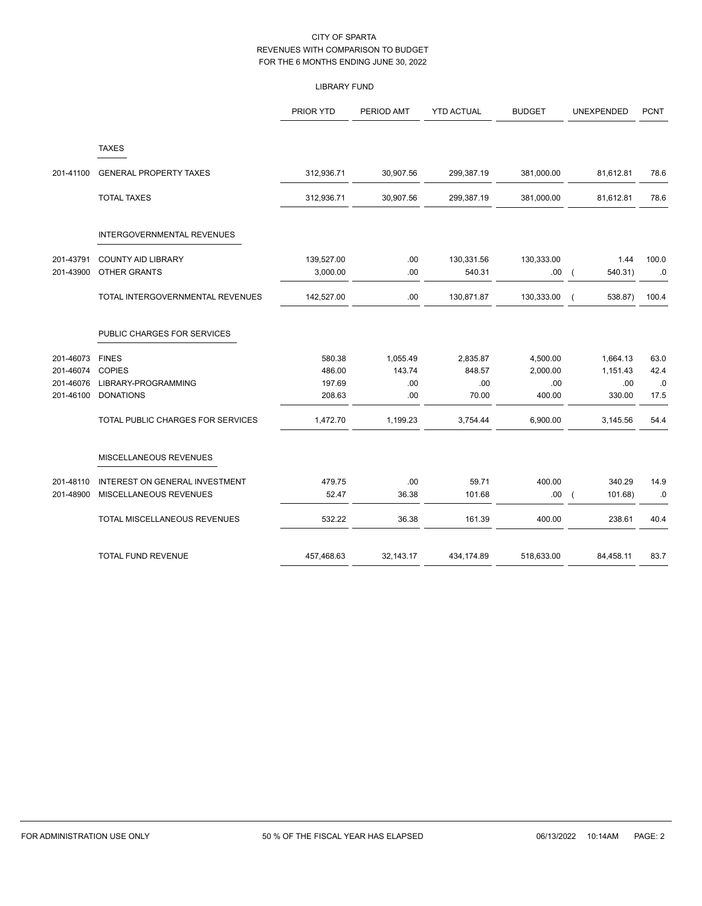CITY OF SPARTA
REVENUES WITH COMPARISON TO BUDGET
FOR THE 6 MONTHS ENDING JUNE 30, 2022

LIBRARY FUND

| | | PRIOR YTD | PERIOD AMT | YTD ACTUAL | BUDGET | UNEXPENDED | PCNT |
|---|---|---|---|---|---|---|---|
| | **TAXES** | | | | | | |
| 201-41100 | GENERAL PROPERTY TAXES | 312,936.71 | 30,907.56 | 299,387.19 | 381,000.00 | 81,612.81 | 78.6 |
| | TOTAL TAXES | 312,936.71 | 30,907.56 | 299,387.19 | 381,000.00 | 81,612.81 | 78.6 |
| | **INTERGOVERNMENTAL REVENUES** | | | | | | |
| 201-43791 | COUNTY AID LIBRARY | 139,527.00 | .00 | 130,331.56 | 130,333.00 | 1.44 | 100.0 |
| 201-43900 | OTHER GRANTS | 3,000.00 | .00 | 540.31 | .00 | ( 540.31) | .0 |
| | TOTAL INTERGOVERNMENTAL REVENUES | 142,527.00 | .00 | 130,871.87 | 130,333.00 | ( 538.87) | 100.4 |
| | **PUBLIC CHARGES FOR SERVICES** | | | | | | |
| 201-46073 | FINES | 580.38 | 1,055.49 | 2,835.87 | 4,500.00 | 1,664.13 | 63.0 |
| 201-46074 | COPIES | 486.00 | 143.74 | 848.57 | 2,000.00 | 1,151.43 | 42.4 |
| 201-46076 | LIBRARY-PROGRAMMING | 197.69 | .00 | .00 | .00 | .00 | .0 |
| 201-46100 | DONATIONS | 208.63 | .00 | 70.00 | 400.00 | 330.00 | 17.5 |
| | TOTAL PUBLIC CHARGES FOR SERVICES | 1,472.70 | 1,199.23 | 3,754.44 | 6,900.00 | 3,145.56 | 54.4 |
| | **MISCELLANEOUS REVENUES** | | | | | | |
| 201-48110 | INTEREST ON GENERAL INVESTMENT | 479.75 | .00 | 59.71 | 400.00 | 340.29 | 14.9 |
| 201-48900 | MISCELLANEOUS REVENUES | 52.47 | 36.38 | 101.68 | .00 | ( 101.68) | .0 |
| | TOTAL MISCELLANEOUS REVENUES | 532.22 | 36.38 | 161.39 | 400.00 | 238.61 | 40.4 |
| | TOTAL FUND REVENUE | 457,468.63 | 32,143.17 | 434,174.89 | 518,633.00 | 84,458.11 | 83.7 |

FOR ADMINISTRATION USE ONLY — 50 % OF THE FISCAL YEAR HAS ELAPSED — 06/13/2022 10:14AM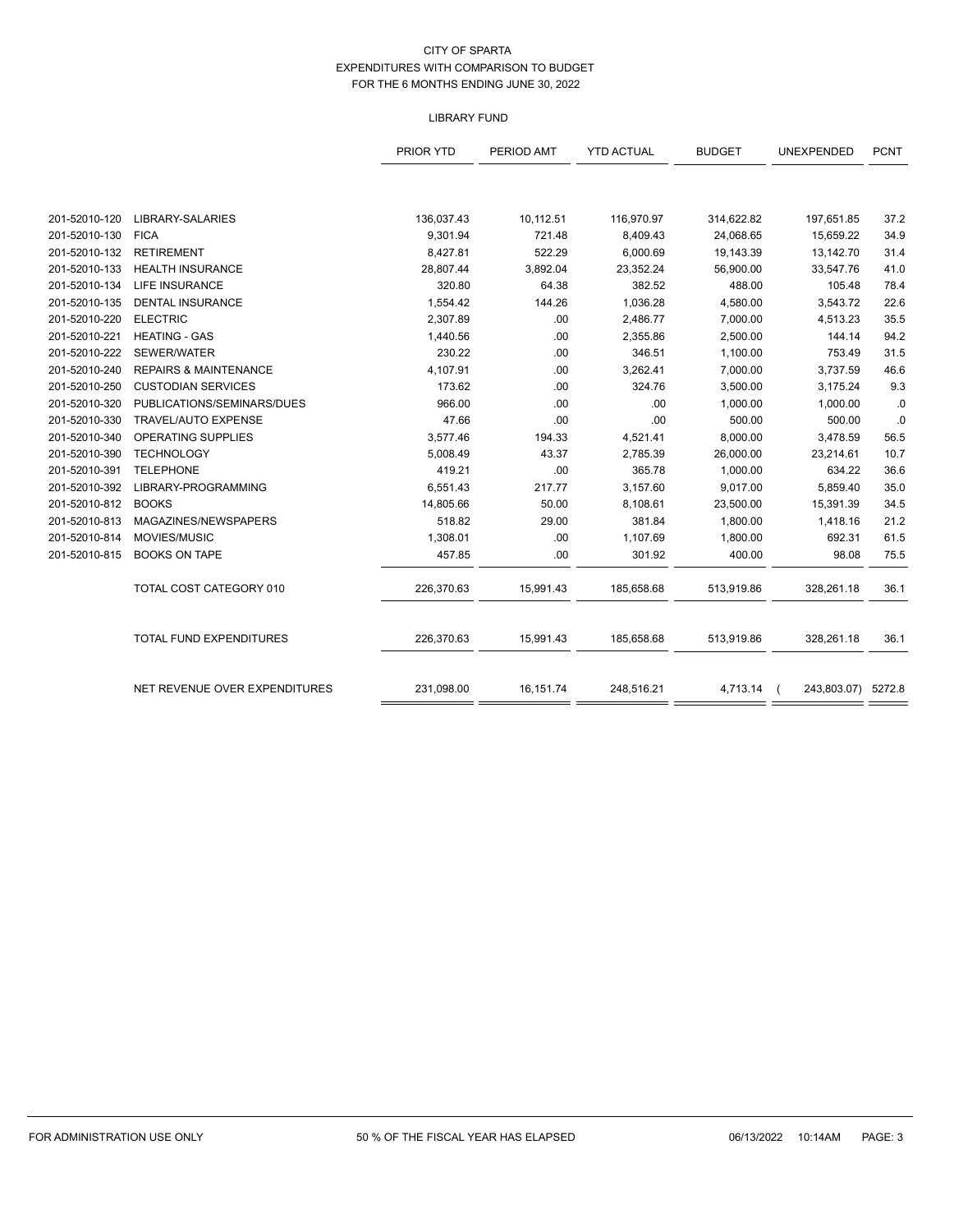CITY OF SPARTA
EXPENDITURES WITH COMPARISON TO BUDGET
FOR THE 6 MONTHS ENDING JUNE 30, 2022

LIBRARY FUND

| | | PRIOR YTD | PERIOD AMT | YTD ACTUAL | BUDGET | UNEXPENDED | PCNT |
|---|---|---|---|---|---|---|---|
| 201-52010-120 | LIBRARY-SALARIES | 136,037.43 | 10,112.51 | 116,970.97 | 314,622.82 | 197,651.85 | 37.2 |
| 201-52010-130 | FICA | 9,301.94 | 721.48 | 8,409.43 | 24,068.65 | 15,659.22 | 34.9 |
| 201-52010-132 | RETIREMENT | 8,427.81 | 522.29 | 6,000.69 | 19,143.39 | 13,142.70 | 31.4 |
| 201-52010-133 | HEALTH INSURANCE | 28,807.44 | 3,892.04 | 23,352.24 | 56,900.00 | 33,547.76 | 41.0 |
| 201-52010-134 | LIFE INSURANCE | 320.80 | 64.38 | 382.52 | 488.00 | 105.48 | 78.4 |
| 201-52010-135 | DENTAL INSURANCE | 1,554.42 | 144.26 | 1,036.28 | 4,580.00 | 3,543.72 | 22.6 |
| 201-52010-220 | ELECTRIC | 2,307.89 | .00 | 2,486.77 | 7,000.00 | 4,513.23 | 35.5 |
| 201-52010-221 | HEATING - GAS | 1,440.56 | .00 | 2,355.86 | 2,500.00 | 144.14 | 94.2 |
| 201-52010-222 | SEWER/WATER | 230.22 | .00 | 346.51 | 1,100.00 | 753.49 | 31.5 |
| 201-52010-240 | REPAIRS & MAINTENANCE | 4,107.91 | .00 | 3,262.41 | 7,000.00 | 3,737.59 | 46.6 |
| 201-52010-250 | CUSTODIAN SERVICES | 173.62 | .00 | 324.76 | 3,500.00 | 3,175.24 | 9.3 |
| 201-52010-320 | PUBLICATIONS/SEMINARS/DUES | 966.00 | .00 | .00 | 1,000.00 | 1,000.00 | .0 |
| 201-52010-330 | TRAVEL/AUTO EXPENSE | 47.66 | .00 | .00 | 500.00 | 500.00 | .0 |
| 201-52010-340 | OPERATING SUPPLIES | 3,577.46 | 194.33 | 4,521.41 | 8,000.00 | 3,478.59 | 56.5 |
| 201-52010-390 | TECHNOLOGY | 5,008.49 | 43.37 | 2,785.39 | 26,000.00 | 23,214.61 | 10.7 |
| 201-52010-391 | TELEPHONE | 419.21 | .00 | 365.78 | 1,000.00 | 634.22 | 36.6 |
| 201-52010-392 | LIBRARY-PROGRAMMING | 6,551.43 | 217.77 | 3,157.60 | 9,017.00 | 5,859.40 | 35.0 |
| 201-52010-812 | BOOKS | 14,805.66 | 50.00 | 8,108.61 | 23,500.00 | 15,391.39 | 34.5 |
| 201-52010-813 | MAGAZINES/NEWSPAPERS | 518.82 | 29.00 | 381.84 | 1,800.00 | 1,418.16 | 21.2 |
| 201-52010-814 | MOVIES/MUSIC | 1,308.01 | .00 | 1,107.69 | 1,800.00 | 692.31 | 61.5 |
| 201-52010-815 | BOOKS ON TAPE | 457.85 | .00 | 301.92 | 400.00 | 98.08 | 75.5 |
| | TOTAL COST CATEGORY 010 | 226,370.63 | 15,991.43 | 185,658.68 | 513,919.86 | 328,261.18 | 36.1 |
| | TOTAL FUND EXPENDITURES | 226,370.63 | 15,991.43 | 185,658.68 | 513,919.86 | 328,261.18 | 36.1 |
| | NET REVENUE OVER EXPENDITURES | 231,098.00 | 16,151.74 | 248,516.21 | 4,713.14 | ( 243,803.07) | 5272.8 |

FOR ADMINISTRATION USE ONLY — 50 % OF THE FISCAL YEAR HAS ELAPSED — 06/13/2022 10:14AM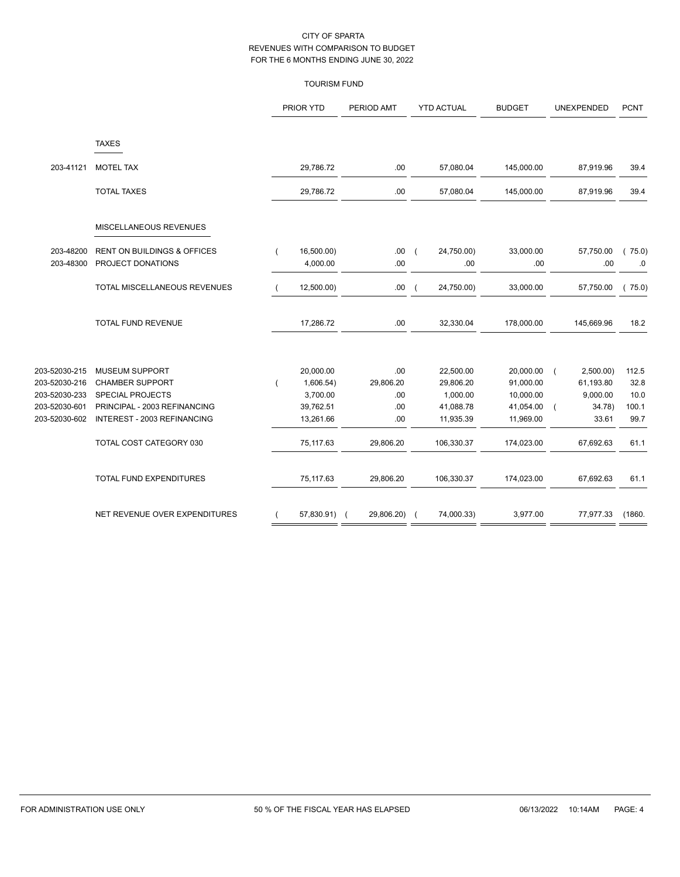CITY OF SPARTA
REVENUES WITH COMPARISON TO BUDGET
FOR THE 6 MONTHS ENDING JUNE 30, 2022

TOURISM FUND

| | | PRIOR YTD | PERIOD AMT | YTD ACTUAL | BUDGET | UNEXPENDED | PCNT |
|---|---|---|---|---|---|---|---|
| | **TAXES** | | | | | | |
| 203-41121 | MOTEL TAX | 29,786.72 | .00 | 57,080.04 | 145,000.00 | 87,919.96 | 39.4 |
| | TOTAL TAXES | 29,786.72 | .00 | 57,080.04 | 145,000.00 | 87,919.96 | 39.4 |
| | **MISCELLANEOUS REVENUES** | | | | | | |
| 203-48200 | RENT ON BUILDINGS & OFFICES | ( 16,500.00) | .00 | ( 24,750.00) | 33,000.00 | 57,750.00 | ( 75.0) |
| 203-48300 | PROJECT DONATIONS | 4,000.00 | .00 | .00 | .00 | .00 | .0 |
| | TOTAL MISCELLANEOUS REVENUES | ( 12,500.00) | .00 | ( 24,750.00) | 33,000.00 | 57,750.00 | ( 75.0) |
| | TOTAL FUND REVENUE | 17,286.72 | .00 | 32,330.04 | 178,000.00 | 145,669.96 | 18.2 |
| 203-52030-215 | MUSEUM SUPPORT | 20,000.00 | .00 | 22,500.00 | 20,000.00 | ( 2,500.00) | 112.5 |
| 203-52030-216 | CHAMBER SUPPORT | ( 1,606.54) | 29,806.20 | 29,806.20 | 91,000.00 | 61,193.80 | 32.8 |
| 203-52030-233 | SPECIAL PROJECTS | 3,700.00 | .00 | 1,000.00 | 10,000.00 | 9,000.00 | 10.0 |
| 203-52030-601 | PRINCIPAL - 2003 REFINANCING | 39,762.51 | .00 | 41,088.78 | 41,054.00 | ( 34.78) | 100.1 |
| 203-52030-602 | INTEREST - 2003 REFINANCING | 13,261.66 | .00 | 11,935.39 | 11,969.00 | 33.61 | 99.7 |
| | TOTAL COST CATEGORY 030 | 75,117.63 | 29,806.20 | 106,330.37 | 174,023.00 | 67,692.63 | 61.1 |
| | TOTAL FUND EXPENDITURES | 75,117.63 | 29,806.20 | 106,330.37 | 174,023.00 | 67,692.63 | 61.1 |
| | NET REVENUE OVER EXPENDITURES | ( 57,830.91) | ( 29,806.20) | ( 74,000.33) | 3,977.00 | 77,977.33 | (1860. |

FOR ADMINISTRATION USE ONLY — 50 % OF THE FISCAL YEAR HAS ELAPSED — 06/13/2022 10:14AM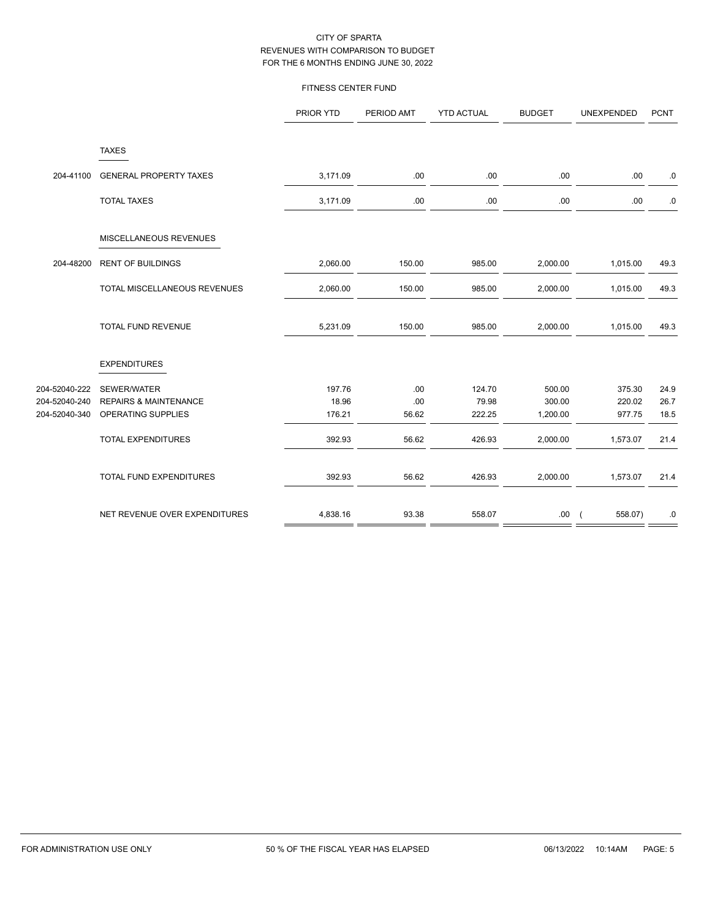CITY OF SPARTA
REVENUES WITH COMPARISON TO BUDGET
FOR THE 6 MONTHS ENDING JUNE 30, 2022

FITNESS CENTER FUND

| | | PRIOR YTD | PERIOD AMT | YTD ACTUAL | BUDGET | UNEXPENDED | PCNT |
|---|---|---|---|---|---|---|---|
| | TAXES | | | | | | |
| 204-41100 | GENERAL PROPERTY TAXES | 3,171.09 | .00 | .00 | .00 | .00 | .0 |
| | TOTAL TAXES | 3,171.09 | .00 | .00 | .00 | .00 | .0 |
| | MISCELLANEOUS REVENUES | | | | | | |
| 204-48200 | RENT OF BUILDINGS | 2,060.00 | 150.00 | 985.00 | 2,000.00 | 1,015.00 | 49.3 |
| | TOTAL MISCELLANEOUS REVENUES | 2,060.00 | 150.00 | 985.00 | 2,000.00 | 1,015.00 | 49.3 |
| | TOTAL FUND REVENUE | 5,231.09 | 150.00 | 985.00 | 2,000.00 | 1,015.00 | 49.3 |
| | EXPENDITURES | | | | | | |
| 204-52040-222 | SEWER/WATER | 197.76 | .00 | 124.70 | 500.00 | 375.30 | 24.9 |
| 204-52040-240 | REPAIRS & MAINTENANCE | 18.96 | .00 | 79.98 | 300.00 | 220.02 | 26.7 |
| 204-52040-340 | OPERATING SUPPLIES | 176.21 | 56.62 | 222.25 | 1,200.00 | 977.75 | 18.5 |
| | TOTAL EXPENDITURES | 392.93 | 56.62 | 426.93 | 2,000.00 | 1,573.07 | 21.4 |
| | TOTAL FUND EXPENDITURES | 392.93 | 56.62 | 426.93 | 2,000.00 | 1,573.07 | 21.4 |
| | NET REVENUE OVER EXPENDITURES | 4,838.16 | 93.38 | 558.07 | .00 | ( 558.07) | .0 |

FOR ADMINISTRATION USE ONLY 50 % OF THE FISCAL YEAR HAS ELAPSED 06/13/2022 10:14AM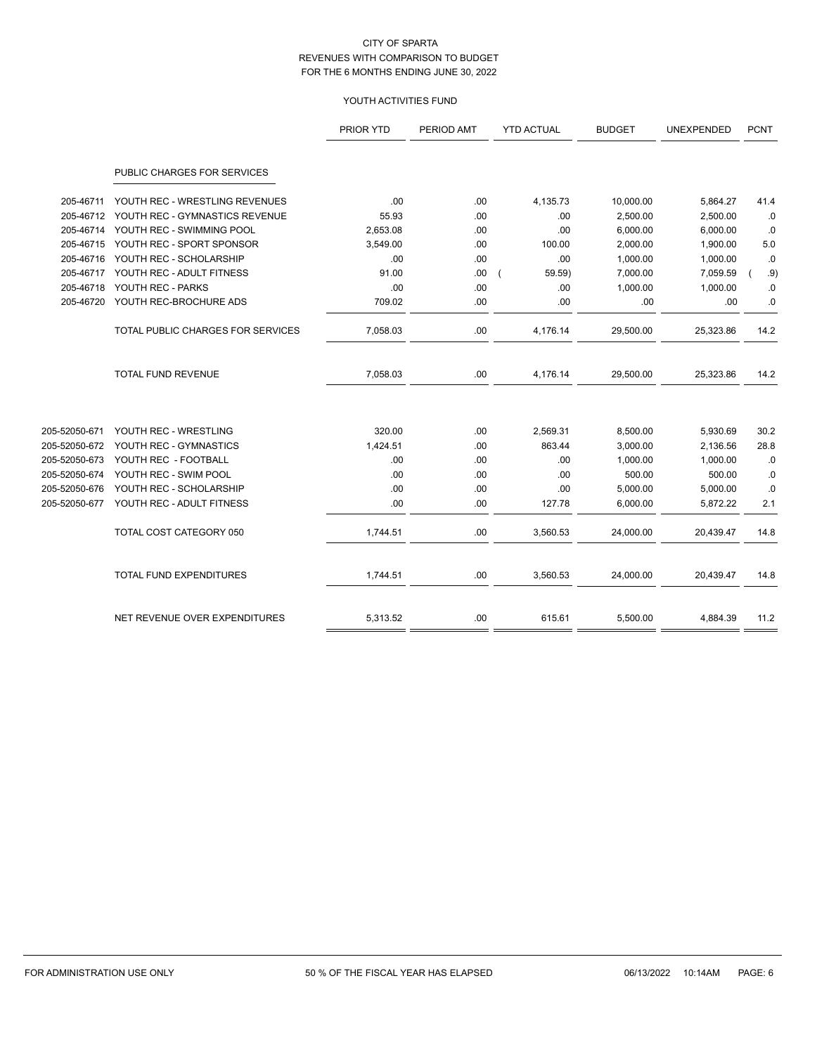CITY OF SPARTA
REVENUES WITH COMPARISON TO BUDGET
FOR THE 6 MONTHS ENDING JUNE 30, 2022

YOUTH ACTIVITIES FUND

| | | PRIOR YTD | PERIOD AMT | YTD ACTUAL | BUDGET | UNEXPENDED | PCNT |
|---|---|---|---|---|---|---|---|
| | PUBLIC CHARGES FOR SERVICES | | | | | | |
| 205-46711 | YOUTH REC - WRESTLING REVENUES | .00 | .00 | 4,135.73 | 10,000.00 | 5,864.27 | 41.4 |
| 205-46712 | YOUTH REC - GYMNASTICS REVENUE | 55.93 | .00 | .00 | 2,500.00 | 2,500.00 | .0 |
| 205-46714 | YOUTH REC - SWIMMING POOL | 2,653.08 | .00 | .00 | 6,000.00 | 6,000.00 | .0 |
| 205-46715 | YOUTH REC - SPORT SPONSOR | 3,549.00 | .00 | 100.00 | 2,000.00 | 1,900.00 | 5.0 |
| 205-46716 | YOUTH REC - SCHOLARSHIP | .00 | .00 | .00 | 1,000.00 | 1,000.00 | .0 |
| 205-46717 | YOUTH REC - ADULT FITNESS | 91.00 | .00 | ( 59.59) | 7,000.00 | 7,059.59 | ( .9) |
| 205-46718 | YOUTH REC - PARKS | .00 | .00 | .00 | 1,000.00 | 1,000.00 | .0 |
| 205-46720 | YOUTH REC-BROCHURE ADS | 709.02 | .00 | .00 | .00 | .00 | .0 |
| | TOTAL PUBLIC CHARGES FOR SERVICES | 7,058.03 | .00 | 4,176.14 | 29,500.00 | 25,323.86 | 14.2 |
| | TOTAL FUND REVENUE | 7,058.03 | .00 | 4,176.14 | 29,500.00 | 25,323.86 | 14.2 |
| 205-52050-671 | YOUTH REC - WRESTLING | 320.00 | .00 | 2,569.31 | 8,500.00 | 5,930.69 | 30.2 |
| 205-52050-672 | YOUTH REC - GYMNASTICS | 1,424.51 | .00 | 863.44 | 3,000.00 | 2,136.56 | 28.8 |
| 205-52050-673 | YOUTH REC - FOOTBALL | .00 | .00 | .00 | 1,000.00 | 1,000.00 | .0 |
| 205-52050-674 | YOUTH REC - SWIM POOL | .00 | .00 | .00 | 500.00 | 500.00 | .0 |
| 205-52050-676 | YOUTH REC - SCHOLARSHIP | .00 | .00 | .00 | 5,000.00 | 5,000.00 | .0 |
| 205-52050-677 | YOUTH REC - ADULT FITNESS | .00 | .00 | 127.78 | 6,000.00 | 5,872.22 | 2.1 |
| | TOTAL COST CATEGORY 050 | 1,744.51 | .00 | 3,560.53 | 24,000.00 | 20,439.47 | 14.8 |
| | TOTAL FUND EXPENDITURES | 1,744.51 | .00 | 3,560.53 | 24,000.00 | 20,439.47 | 14.8 |
| | NET REVENUE OVER EXPENDITURES | 5,313.52 | .00 | 615.61 | 5,500.00 | 4,884.39 | 11.2 |

FOR ADMINISTRATION USE ONLY 50 % OF THE FISCAL YEAR HAS ELAPSED 06/13/2022 10:14AM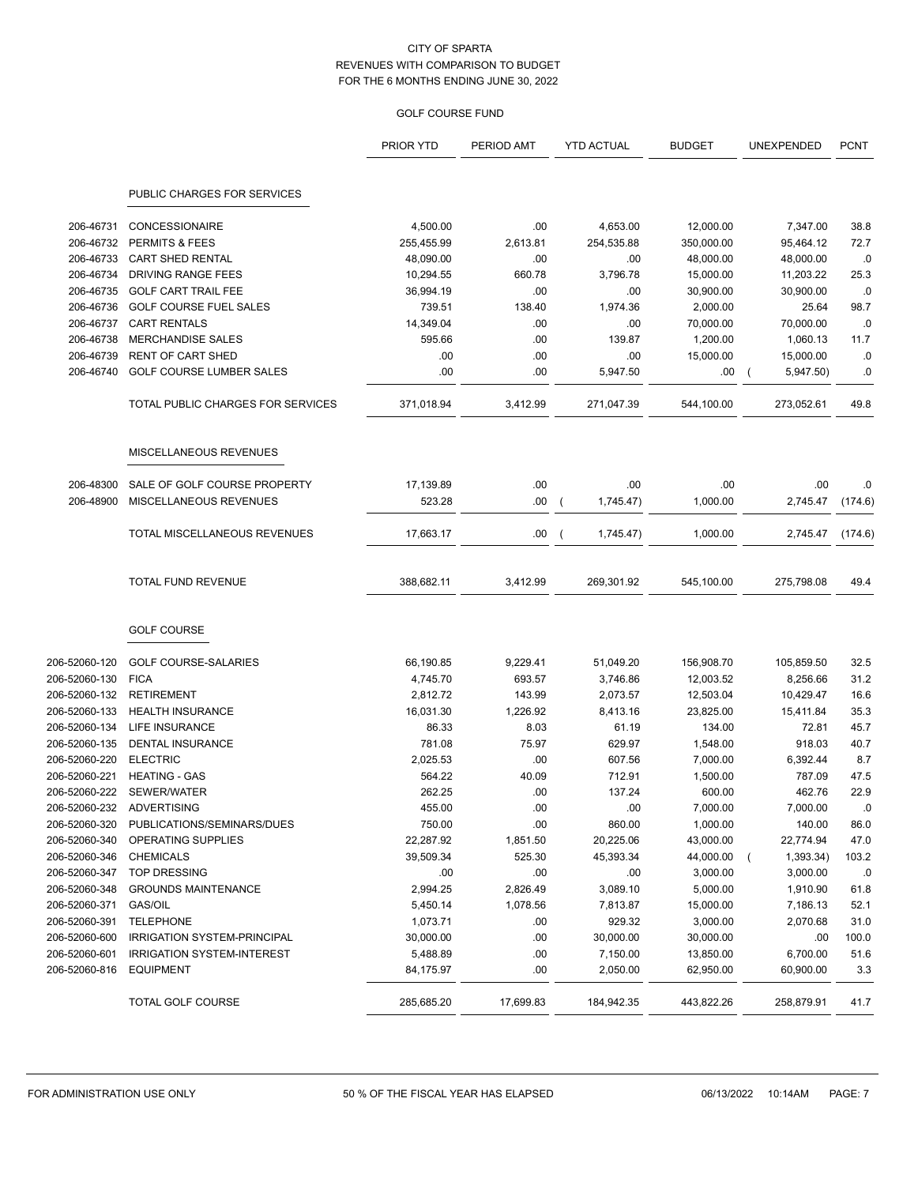CITY OF SPARTA
REVENUES WITH COMPARISON TO BUDGET
FOR THE 6 MONTHS ENDING JUNE 30, 2022

GOLF COURSE FUND

| | | PRIOR YTD | PERIOD AMT | YTD ACTUAL | BUDGET | UNEXPENDED | PCNT |
|---|---|---|---|---|---|---|---|
| | **PUBLIC CHARGES FOR SERVICES** | | | | | | |
| 206-46731 | CONCESSIONAIRE | 4,500.00 | .00 | 4,653.00 | 12,000.00 | 7,347.00 | 38.8 |
| 206-46732 | PERMITS & FEES | 255,455.99 | 2,613.81 | 254,535.88 | 350,000.00 | 95,464.12 | 72.7 |
| 206-46733 | CART SHED RENTAL | 48,090.00 | .00 | .00 | 48,000.00 | 48,000.00 | .0 |
| 206-46734 | DRIVING RANGE FEES | 10,294.55 | 660.78 | 3,796.78 | 15,000.00 | 11,203.22 | 25.3 |
| 206-46735 | GOLF CART TRAIL FEE | 36,994.19 | .00 | .00 | 30,900.00 | 30,900.00 | .0 |
| 206-46736 | GOLF COURSE FUEL SALES | 739.51 | 138.40 | 1,974.36 | 2,000.00 | 25.64 | 98.7 |
| 206-46737 | CART RENTALS | 14,349.04 | .00 | .00 | 70,000.00 | 70,000.00 | .0 |
| 206-46738 | MERCHANDISE SALES | 595.66 | .00 | 139.87 | 1,200.00 | 1,060.13 | 11.7 |
| 206-46739 | RENT OF CART SHED | .00 | .00 | .00 | 15,000.00 | 15,000.00 | .0 |
| 206-46740 | GOLF COURSE LUMBER SALES | .00 | .00 | 5,947.50 | .00 | ( 5,947.50) | .0 |
| | TOTAL PUBLIC CHARGES FOR SERVICES | 371,018.94 | 3,412.99 | 271,047.39 | 544,100.00 | 273,052.61 | 49.8 |
| | **MISCELLANEOUS REVENUES** | | | | | | |
| 206-48300 | SALE OF GOLF COURSE PROPERTY | 17,139.89 | .00 | .00 | .00 | .00 | .0 |
| 206-48900 | MISCELLANEOUS REVENUES | 523.28 | .00 | ( 1,745.47) | 1,000.00 | 2,745.47 | (174.6) |
| | TOTAL MISCELLANEOUS REVENUES | 17,663.17 | .00 | ( 1,745.47) | 1,000.00 | 2,745.47 | (174.6) |
| | TOTAL FUND REVENUE | 388,682.11 | 3,412.99 | 269,301.92 | 545,100.00 | 275,798.08 | 49.4 |
| | **GOLF COURSE** | | | | | | |
| 206-52060-120 | GOLF COURSE-SALARIES | 66,190.85 | 9,229.41 | 51,049.20 | 156,908.70 | 105,859.50 | 32.5 |
| 206-52060-130 | FICA | 4,745.70 | 693.57 | 3,746.86 | 12,003.52 | 8,256.66 | 31.2 |
| 206-52060-132 | RETIREMENT | 2,812.72 | 143.99 | 2,073.57 | 12,503.04 | 10,429.47 | 16.6 |
| 206-52060-133 | HEALTH INSURANCE | 16,031.30 | 1,226.92 | 8,413.16 | 23,825.00 | 15,411.84 | 35.3 |
| 206-52060-134 | LIFE INSURANCE | 86.33 | 8.03 | 61.19 | 134.00 | 72.81 | 45.7 |
| 206-52060-135 | DENTAL INSURANCE | 781.08 | 75.97 | 629.97 | 1,548.00 | 918.03 | 40.7 |
| 206-52060-220 | ELECTRIC | 2,025.53 | .00 | 607.56 | 7,000.00 | 6,392.44 | 8.7 |
| 206-52060-221 | HEATING - GAS | 564.22 | 40.09 | 712.91 | 1,500.00 | 787.09 | 47.5 |
| 206-52060-222 | SEWER/WATER | 262.25 | .00 | 137.24 | 600.00 | 462.76 | 22.9 |
| 206-52060-232 | ADVERTISING | 455.00 | .00 | .00 | 7,000.00 | 7,000.00 | .0 |
| 206-52060-320 | PUBLICATIONS/SEMINARS/DUES | 750.00 | .00 | 860.00 | 1,000.00 | 140.00 | 86.0 |
| 206-52060-340 | OPERATING SUPPLIES | 22,287.92 | 1,851.50 | 20,225.06 | 43,000.00 | 22,774.94 | 47.0 |
| 206-52060-346 | CHEMICALS | 39,509.34 | 525.30 | 45,393.34 | 44,000.00 | ( 1,393.34) | 103.2 |
| 206-52060-347 | TOP DRESSING | .00 | .00 | .00 | 3,000.00 | 3,000.00 | .0 |
| 206-52060-348 | GROUNDS MAINTENANCE | 2,994.25 | 2,826.49 | 3,089.10 | 5,000.00 | 1,910.90 | 61.8 |
| 206-52060-371 | GAS/OIL | 5,450.14 | 1,078.56 | 7,813.87 | 15,000.00 | 7,186.13 | 52.1 |
| 206-52060-391 | TELEPHONE | 1,073.71 | .00 | 929.32 | 3,000.00 | 2,070.68 | 31.0 |
| 206-52060-600 | IRRIGATION SYSTEM-PRINCIPAL | 30,000.00 | .00 | 30,000.00 | 30,000.00 | .00 | 100.0 |
| 206-52060-601 | IRRIGATION SYSTEM-INTEREST | 5,488.89 | .00 | 7,150.00 | 13,850.00 | 6,700.00 | 51.6 |
| 206-52060-816 | EQUIPMENT | 84,175.97 | .00 | 2,050.00 | 62,950.00 | 60,900.00 | 3.3 |
| | TOTAL GOLF COURSE | 285,685.20 | 17,699.83 | 184,942.35 | 443,822.26 | 258,879.91 | 41.7 |

FOR ADMINISTRATION USE ONLY — 50 % OF THE FISCAL YEAR HAS ELAPSED — 06/13/2022 10:14AM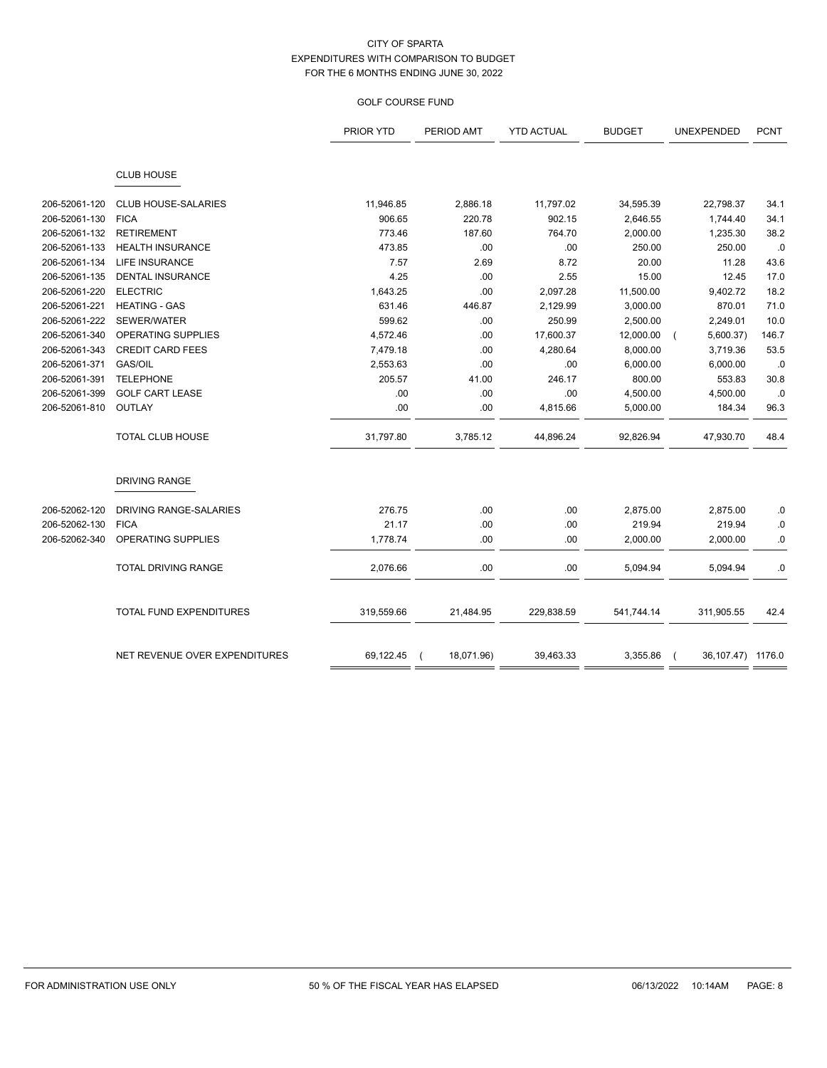CITY OF SPARTA
EXPENDITURES WITH COMPARISON TO BUDGET
FOR THE 6 MONTHS ENDING JUNE 30, 2022

GOLF COURSE FUND

| | | PRIOR YTD | PERIOD AMT | YTD ACTUAL | BUDGET | UNEXPENDED | PCNT |
|---|---|---|---|---|---|---|---|
| | **CLUB HOUSE** | | | | | | |
| 206-52061-120 | CLUB HOUSE-SALARIES | 11,946.85 | 2,886.18 | 11,797.02 | 34,595.39 | 22,798.37 | 34.1 |
| 206-52061-130 | FICA | 906.65 | 220.78 | 902.15 | 2,646.55 | 1,744.40 | 34.1 |
| 206-52061-132 | RETIREMENT | 773.46 | 187.60 | 764.70 | 2,000.00 | 1,235.30 | 38.2 |
| 206-52061-133 | HEALTH INSURANCE | 473.85 | .00 | .00 | 250.00 | 250.00 | .0 |
| 206-52061-134 | LIFE INSURANCE | 7.57 | 2.69 | 8.72 | 20.00 | 11.28 | 43.6 |
| 206-52061-135 | DENTAL INSURANCE | 4.25 | .00 | 2.55 | 15.00 | 12.45 | 17.0 |
| 206-52061-220 | ELECTRIC | 1,643.25 | .00 | 2,097.28 | 11,500.00 | 9,402.72 | 18.2 |
| 206-52061-221 | HEATING - GAS | 631.46 | 446.87 | 2,129.99 | 3,000.00 | 870.01 | 71.0 |
| 206-52061-222 | SEWER/WATER | 599.62 | .00 | 250.99 | 2,500.00 | 2,249.01 | 10.0 |
| 206-52061-340 | OPERATING SUPPLIES | 4,572.46 | .00 | 17,600.37 | 12,000.00 | ( 5,600.37) | 146.7 |
| 206-52061-343 | CREDIT CARD FEES | 7,479.18 | .00 | 4,280.64 | 8,000.00 | 3,719.36 | 53.5 |
| 206-52061-371 | GAS/OIL | 2,553.63 | .00 | .00 | 6,000.00 | 6,000.00 | .0 |
| 206-52061-391 | TELEPHONE | 205.57 | 41.00 | 246.17 | 800.00 | 553.83 | 30.8 |
| 206-52061-399 | GOLF CART LEASE | .00 | .00 | .00 | 4,500.00 | 4,500.00 | .0 |
| 206-52061-810 | OUTLAY | .00 | .00 | 4,815.66 | 5,000.00 | 184.34 | 96.3 |
| | TOTAL CLUB HOUSE | 31,797.80 | 3,785.12 | 44,896.24 | 92,826.94 | 47,930.70 | 48.4 |
| | **DRIVING RANGE** | | | | | | |
| 206-52062-120 | DRIVING RANGE-SALARIES | 276.75 | .00 | .00 | 2,875.00 | 2,875.00 | .0 |
| 206-52062-130 | FICA | 21.17 | .00 | .00 | 219.94 | 219.94 | .0 |
| 206-52062-340 | OPERATING SUPPLIES | 1,778.74 | .00 | .00 | 2,000.00 | 2,000.00 | .0 |
| | TOTAL DRIVING RANGE | 2,076.66 | .00 | .00 | 5,094.94 | 5,094.94 | .0 |
| | TOTAL FUND EXPENDITURES | 319,559.66 | 21,484.95 | 229,838.59 | 541,744.14 | 311,905.55 | 42.4 |
| | NET REVENUE OVER EXPENDITURES | 69,122.45 | ( 18,071.96) | 39,463.33 | 3,355.86 | ( 36,107.47) | 1176.0 |

FOR ADMINISTRATION USE ONLY — 50 % OF THE FISCAL YEAR HAS ELAPSED — 06/13/2022 10:14AM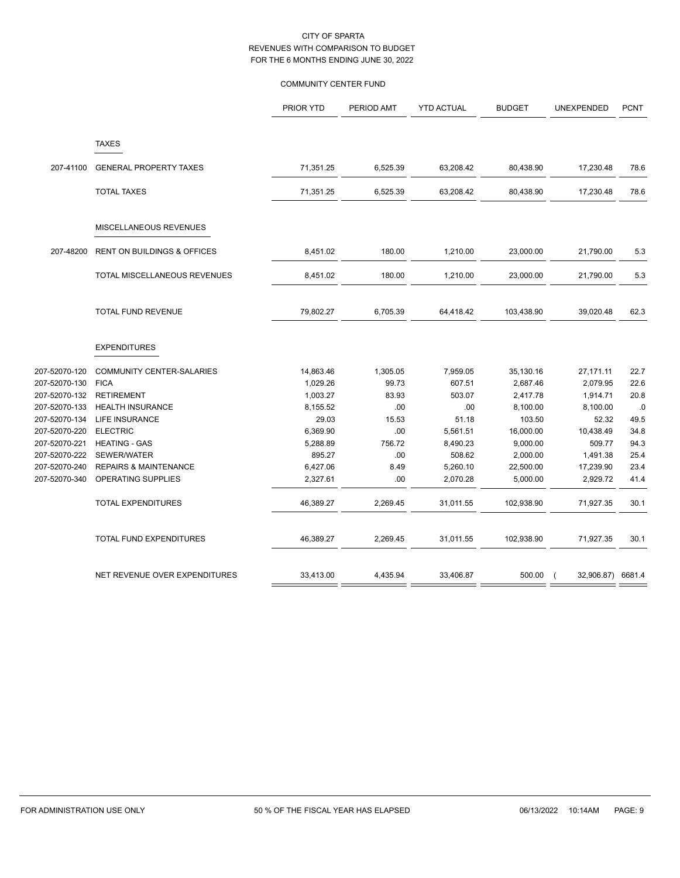CITY OF SPARTA
REVENUES WITH COMPARISON TO BUDGET
FOR THE 6 MONTHS ENDING JUNE 30, 2022

COMMUNITY CENTER FUND

| | | PRIOR YTD | PERIOD AMT | YTD ACTUAL | BUDGET | UNEXPENDED | PCNT |
|---|---|---|---|---|---|---|---|
| | TAXES | | | | | | |
| 207-41100 | GENERAL PROPERTY TAXES | 71,351.25 | 6,525.39 | 63,208.42 | 80,438.90 | 17,230.48 | 78.6 |
| | TOTAL TAXES | 71,351.25 | 6,525.39 | 63,208.42 | 80,438.90 | 17,230.48 | 78.6 |
| | MISCELLANEOUS REVENUES | | | | | | |
| 207-48200 | RENT ON BUILDINGS & OFFICES | 8,451.02 | 180.00 | 1,210.00 | 23,000.00 | 21,790.00 | 5.3 |
| | TOTAL MISCELLANEOUS REVENUES | 8,451.02 | 180.00 | 1,210.00 | 23,000.00 | 21,790.00 | 5.3 |
| | TOTAL FUND REVENUE | 79,802.27 | 6,705.39 | 64,418.42 | 103,438.90 | 39,020.48 | 62.3 |
| | EXPENDITURES | | | | | | |
| 207-52070-120 | COMMUNITY CENTER-SALARIES | 14,863.46 | 1,305.05 | 7,959.05 | 35,130.16 | 27,171.11 | 22.7 |
| 207-52070-130 | FICA | 1,029.26 | 99.73 | 607.51 | 2,687.46 | 2,079.95 | 22.6 |
| 207-52070-132 | RETIREMENT | 1,003.27 | 83.93 | 503.07 | 2,417.78 | 1,914.71 | 20.8 |
| 207-52070-133 | HEALTH INSURANCE | 8,155.52 | .00 | .00 | 8,100.00 | 8,100.00 | .0 |
| 207-52070-134 | LIFE INSURANCE | 29.03 | 15.53 | 51.18 | 103.50 | 52.32 | 49.5 |
| 207-52070-220 | ELECTRIC | 6,369.90 | .00 | 5,561.51 | 16,000.00 | 10,438.49 | 34.8 |
| 207-52070-221 | HEATING - GAS | 5,288.89 | 756.72 | 8,490.23 | 9,000.00 | 509.77 | 94.3 |
| 207-52070-222 | SEWER/WATER | 895.27 | .00 | 508.62 | 2,000.00 | 1,491.38 | 25.4 |
| 207-52070-240 | REPAIRS & MAINTENANCE | 6,427.06 | 8.49 | 5,260.10 | 22,500.00 | 17,239.90 | 23.4 |
| 207-52070-340 | OPERATING SUPPLIES | 2,327.61 | .00 | 2,070.28 | 5,000.00 | 2,929.72 | 41.4 |
| | TOTAL EXPENDITURES | 46,389.27 | 2,269.45 | 31,011.55 | 102,938.90 | 71,927.35 | 30.1 |
| | TOTAL FUND EXPENDITURES | 46,389.27 | 2,269.45 | 31,011.55 | 102,938.90 | 71,927.35 | 30.1 |
| | NET REVENUE OVER EXPENDITURES | 33,413.00 | 4,435.94 | 33,406.87 | 500.00 | ( 32,906.87) | 6681.4 |

FOR ADMINISTRATION USE ONLY 50 % OF THE FISCAL YEAR HAS ELAPSED 06/13/2022 10:14AM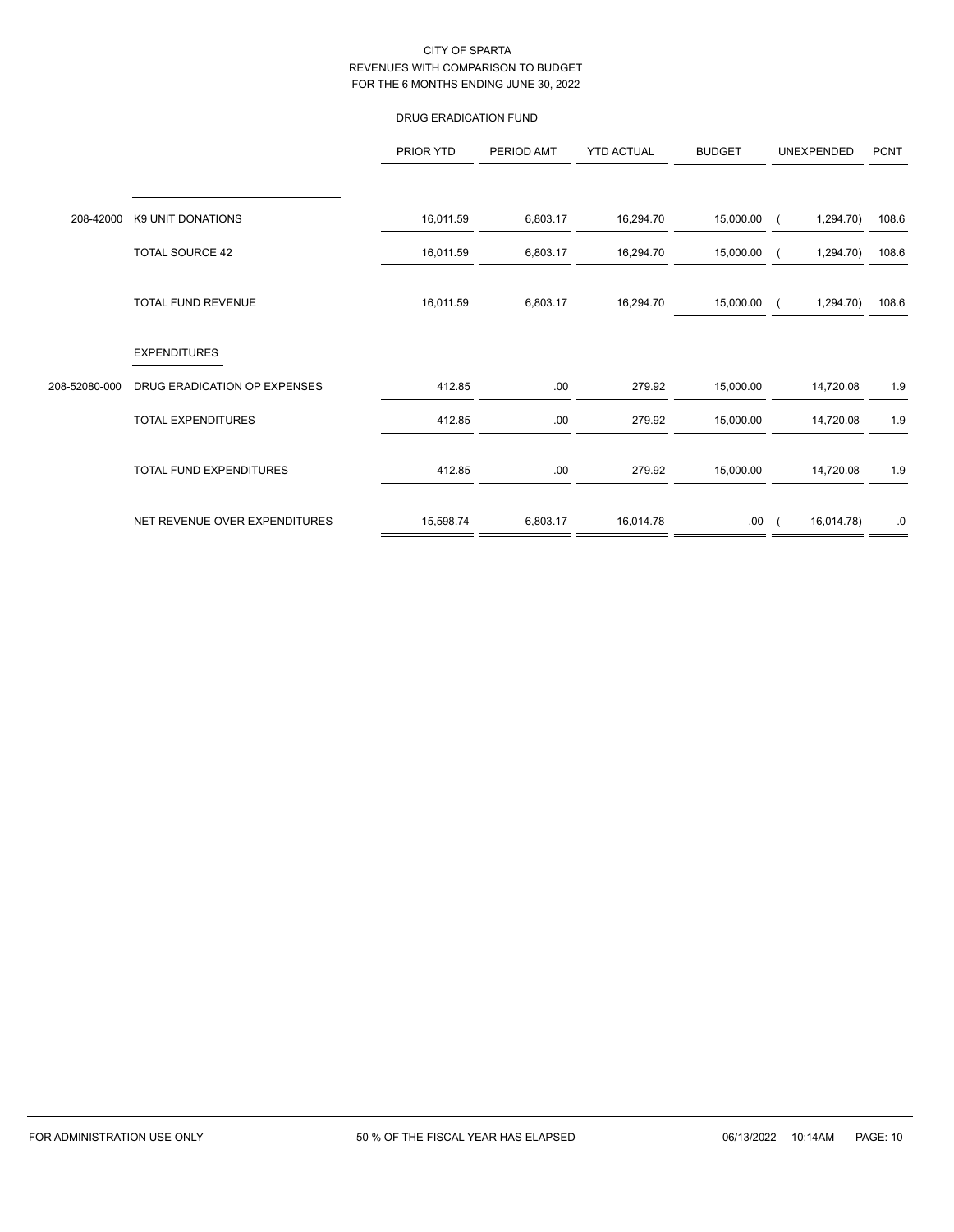CITY OF SPARTA
REVENUES WITH COMPARISON TO BUDGET
FOR THE 6 MONTHS ENDING JUNE 30, 2022

DRUG ERADICATION FUND

| | | PRIOR YTD | PERIOD AMT | YTD ACTUAL | BUDGET | UNEXPENDED | PCNT |
|---|---|---|---|---|---|---|---|
| 208-42000 | K9 UNIT DONATIONS | 16,011.59 | 6,803.17 | 16,294.70 | 15,000.00 | ( 1,294.70) | 108.6 |
| | TOTAL SOURCE 42 | 16,011.59 | 6,803.17 | 16,294.70 | 15,000.00 | ( 1,294.70) | 108.6 |
| | TOTAL FUND REVENUE | 16,011.59 | 6,803.17 | 16,294.70 | 15,000.00 | ( 1,294.70) | 108.6 |
| | EXPENDITURES | | | | | | |
| 208-52080-000 | DRUG ERADICATION OP EXPENSES | 412.85 | .00 | 279.92 | 15,000.00 | 14,720.08 | 1.9 |
| | TOTAL EXPENDITURES | 412.85 | .00 | 279.92 | 15,000.00 | 14,720.08 | 1.9 |
| | TOTAL FUND EXPENDITURES | 412.85 | .00 | 279.92 | 15,000.00 | 14,720.08 | 1.9 |
| | NET REVENUE OVER EXPENDITURES | 15,598.74 | 6,803.17 | 16,014.78 | .00 | ( 16,014.78) | .0 |

FOR ADMINISTRATION USE ONLY — 50 % OF THE FISCAL YEAR HAS ELAPSED — 06/13/2022 10:14AM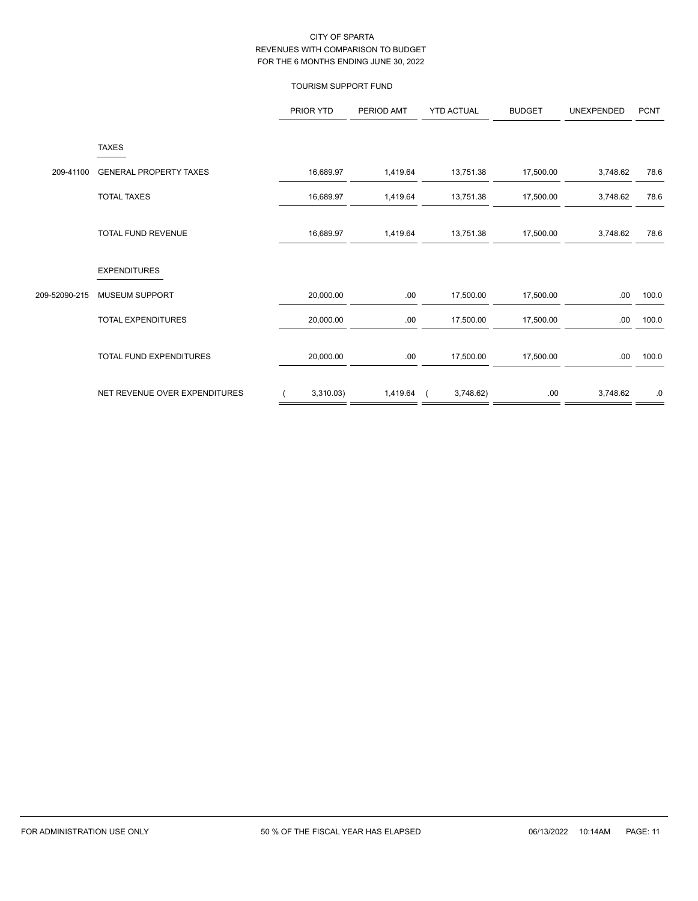CITY OF SPARTA
REVENUES WITH COMPARISON TO BUDGET
FOR THE 6 MONTHS ENDING JUNE 30, 2022

TOURISM SUPPORT FUND

| | | PRIOR YTD | PERIOD AMT | YTD ACTUAL | BUDGET | UNEXPENDED | PCNT |
|---|---|---|---|---|---|---|---|
| | TAXES | | | | | | |
| 209-41100 | GENERAL PROPERTY TAXES | 16,689.97 | 1,419.64 | 13,751.38 | 17,500.00 | 3,748.62 | 78.6 |
| | TOTAL TAXES | 16,689.97 | 1,419.64 | 13,751.38 | 17,500.00 | 3,748.62 | 78.6 |
| | TOTAL FUND REVENUE | 16,689.97 | 1,419.64 | 13,751.38 | 17,500.00 | 3,748.62 | 78.6 |
| | EXPENDITURES | | | | | | |
| 209-52090-215 | MUSEUM SUPPORT | 20,000.00 | .00 | 17,500.00 | 17,500.00 | .00 | 100.0 |
| | TOTAL EXPENDITURES | 20,000.00 | .00 | 17,500.00 | 17,500.00 | .00 | 100.0 |
| | TOTAL FUND EXPENDITURES | 20,000.00 | .00 | 17,500.00 | 17,500.00 | .00 | 100.0 |
| | NET REVENUE OVER EXPENDITURES | ( 3,310.03) | 1,419.64 | ( 3,748.62) | .00 | 3,748.62 | .0 |

FOR ADMINISTRATION USE ONLY — 50 % OF THE FISCAL YEAR HAS ELAPSED — 06/13/2022 10:14AM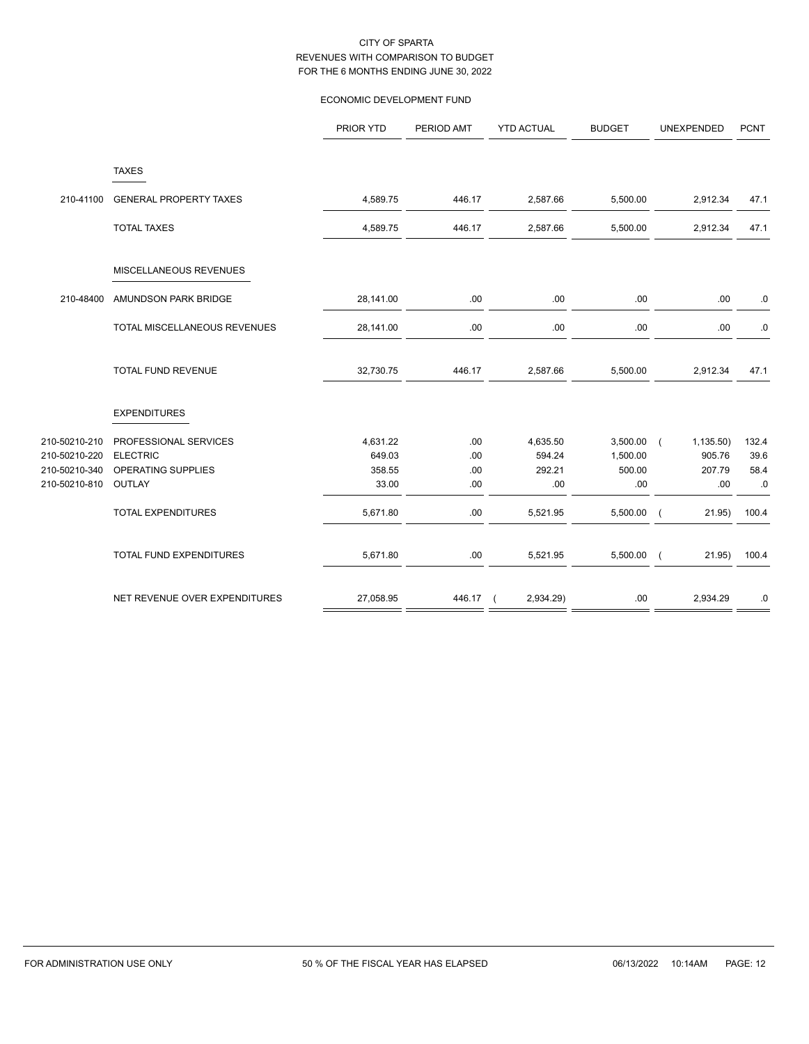CITY OF SPARTA
REVENUES WITH COMPARISON TO BUDGET
FOR THE 6 MONTHS ENDING JUNE 30, 2022

ECONOMIC DEVELOPMENT FUND

| | | PRIOR YTD | PERIOD AMT | YTD ACTUAL | BUDGET | UNEXPENDED | PCNT |
|---|---|---|---|---|---|---|---|
| | TAXES | | | | | | |
| 210-41100 | GENERAL PROPERTY TAXES | 4,589.75 | 446.17 | 2,587.66 | 5,500.00 | 2,912.34 | 47.1 |
| | TOTAL TAXES | 4,589.75 | 446.17 | 2,587.66 | 5,500.00 | 2,912.34 | 47.1 |
| | MISCELLANEOUS REVENUES | | | | | | |
| 210-48400 | AMUNDSON PARK BRIDGE | 28,141.00 | .00 | .00 | .00 | .00 | .0 |
| | TOTAL MISCELLANEOUS REVENUES | 28,141.00 | .00 | .00 | .00 | .00 | .0 |
| | TOTAL FUND REVENUE | 32,730.75 | 446.17 | 2,587.66 | 5,500.00 | 2,912.34 | 47.1 |
| | EXPENDITURES | | | | | | |
| 210-50210-210 | PROFESSIONAL SERVICES | 4,631.22 | .00 | 4,635.50 | 3,500.00 | ( 1,135.50) | 132.4 |
| 210-50210-220 | ELECTRIC | 649.03 | .00 | 594.24 | 1,500.00 | 905.76 | 39.6 |
| 210-50210-340 | OPERATING SUPPLIES | 358.55 | .00 | 292.21 | 500.00 | 207.79 | 58.4 |
| 210-50210-810 | OUTLAY | 33.00 | .00 | .00 | .00 | .00 | .0 |
| | TOTAL EXPENDITURES | 5,671.80 | .00 | 5,521.95 | 5,500.00 | ( 21.95) | 100.4 |
| | TOTAL FUND EXPENDITURES | 5,671.80 | .00 | 5,521.95 | 5,500.00 | ( 21.95) | 100.4 |
| | NET REVENUE OVER EXPENDITURES | 27,058.95 | 446.17 | ( 2,934.29) | .00 | 2,934.29 | .0 |

FOR ADMINISTRATION USE ONLY — 50 % OF THE FISCAL YEAR HAS ELAPSED — 06/13/2022 10:14AM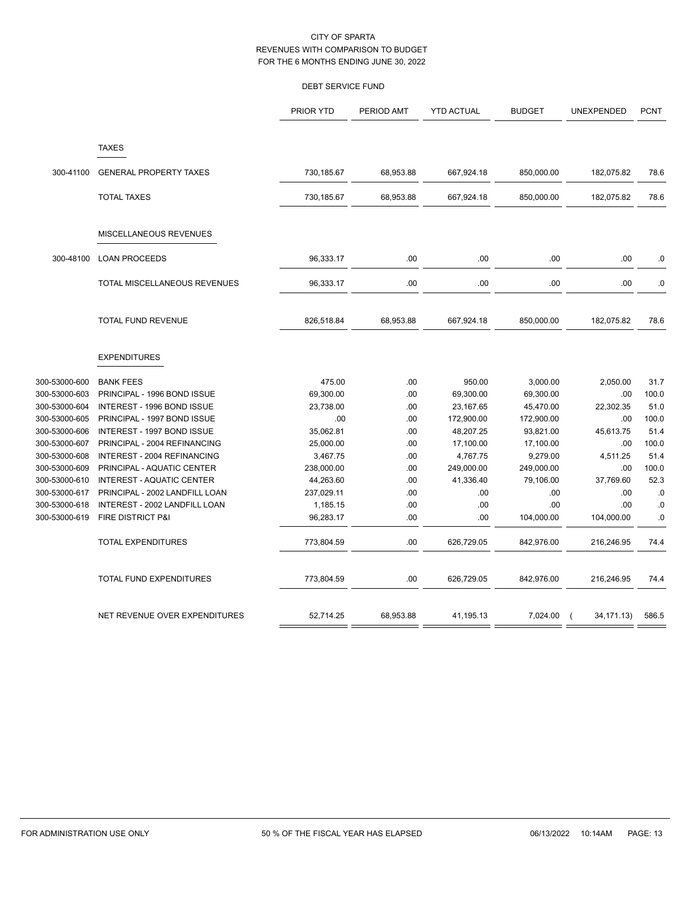CITY OF SPARTA
REVENUES WITH COMPARISON TO BUDGET
FOR THE 6 MONTHS ENDING JUNE 30, 2022

DEBT SERVICE FUND

| | | PRIOR YTD | PERIOD AMT | YTD ACTUAL | BUDGET | UNEXPENDED | PCNT |
|---|---|---|---|---|---|---|---|
| | TAXES | | | | | | |
| 300-41100 | GENERAL PROPERTY TAXES | 730,185.67 | 68,953.88 | 667,924.18 | 850,000.00 | 182,075.82 | 78.6 |
| | TOTAL TAXES | 730,185.67 | 68,953.88 | 667,924.18 | 850,000.00 | 182,075.82 | 78.6 |
| | MISCELLANEOUS REVENUES | | | | | | |
| 300-48100 | LOAN PROCEEDS | 96,333.17 | .00 | .00 | .00 | .00 | .0 |
| | TOTAL MISCELLANEOUS REVENUES | 96,333.17 | .00 | .00 | .00 | .00 | .0 |
| | TOTAL FUND REVENUE | 826,518.84 | 68,953.88 | 667,924.18 | 850,000.00 | 182,075.82 | 78.6 |
| | EXPENDITURES | | | | | | |
| 300-53000-600 | BANK FEES | 475.00 | .00 | 950.00 | 3,000.00 | 2,050.00 | 31.7 |
| 300-53000-603 | PRINCIPAL - 1996 BOND ISSUE | 69,300.00 | .00 | 69,300.00 | 69,300.00 | .00 | 100.0 |
| 300-53000-604 | INTEREST - 1996 BOND ISSUE | 23,738.00 | .00 | 23,167.65 | 45,470.00 | 22,302.35 | 51.0 |
| 300-53000-605 | PRINCIPAL - 1997 BOND ISSUE | .00 | .00 | 172,900.00 | 172,900.00 | .00 | 100.0 |
| 300-53000-606 | INTEREST - 1997 BOND ISSUE | 35,062.81 | .00 | 48,207.25 | 93,821.00 | 45,613.75 | 51.4 |
| 300-53000-607 | PRINCIPAL - 2004 REFINANCING | 25,000.00 | .00 | 17,100.00 | 17,100.00 | .00 | 100.0 |
| 300-53000-608 | INTEREST - 2004 REFINANCING | 3,467.75 | .00 | 4,767.75 | 9,279.00 | 4,511.25 | 51.4 |
| 300-53000-609 | PRINCIPAL - AQUATIC CENTER | 238,000.00 | .00 | 249,000.00 | 249,000.00 | .00 | 100.0 |
| 300-53000-610 | INTEREST - AQUATIC CENTER | 44,263.60 | .00 | 41,336.40 | 79,106.00 | 37,769.60 | 52.3 |
| 300-53000-617 | PRINCIPAL - 2002 LANDFILL LOAN | 237,029.11 | .00 | .00 | .00 | .00 | .0 |
| 300-53000-618 | INTEREST - 2002 LANDFILL LOAN | 1,185.15 | .00 | .00 | .00 | .00 | .0 |
| 300-53000-619 | FIRE DISTRICT P&I | 96,283.17 | .00 | .00 | 104,000.00 | 104,000.00 | .0 |
| | TOTAL EXPENDITURES | 773,804.59 | .00 | 626,729.05 | 842,976.00 | 216,246.95 | 74.4 |
| | TOTAL FUND EXPENDITURES | 773,804.59 | .00 | 626,729.05 | 842,976.00 | 216,246.95 | 74.4 |
| | NET REVENUE OVER EXPENDITURES | 52,714.25 | 68,953.88 | 41,195.13 | 7,024.00 | ( 34,171.13) | 586.5 |

FOR ADMINISTRATION USE ONLY 50 % OF THE FISCAL YEAR HAS ELAPSED 06/13/2022 10:14AM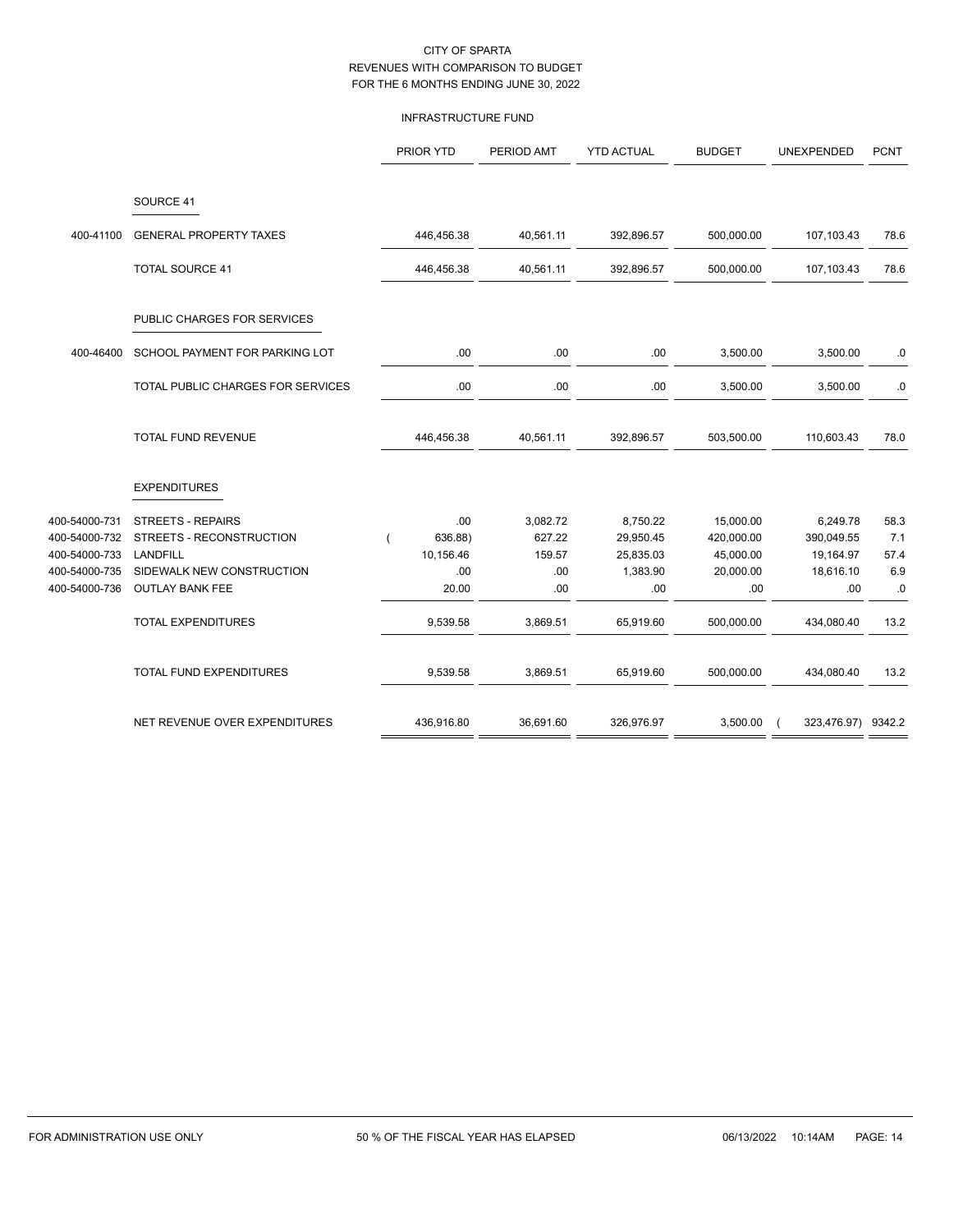CITY OF SPARTA
REVENUES WITH COMPARISON TO BUDGET
FOR THE 6 MONTHS ENDING JUNE 30, 2022

INFRASTRUCTURE FUND

| | | PRIOR YTD | PERIOD AMT | YTD ACTUAL | BUDGET | UNEXPENDED | PCNT |
|---|---|---|---|---|---|---|---|
| | SOURCE 41 | | | | | | |
| 400-41100 | GENERAL PROPERTY TAXES | 446,456.38 | 40,561.11 | 392,896.57 | 500,000.00 | 107,103.43 | 78.6 |
| | TOTAL SOURCE 41 | 446,456.38 | 40,561.11 | 392,896.57 | 500,000.00 | 107,103.43 | 78.6 |
| | PUBLIC CHARGES FOR SERVICES | | | | | | |
| 400-46400 | SCHOOL PAYMENT FOR PARKING LOT | .00 | .00 | .00 | 3,500.00 | 3,500.00 | .0 |
| | TOTAL PUBLIC CHARGES FOR SERVICES | .00 | .00 | .00 | 3,500.00 | 3,500.00 | .0 |
| | TOTAL FUND REVENUE | 446,456.38 | 40,561.11 | 392,896.57 | 503,500.00 | 110,603.43 | 78.0 |
| | EXPENDITURES | | | | | | |
| 400-54000-731 | STREETS - REPAIRS | .00 | 3,082.72 | 8,750.22 | 15,000.00 | 6,249.78 | 58.3 |
| 400-54000-732 | STREETS - RECONSTRUCTION | ( 636.88) | 627.22 | 29,950.45 | 420,000.00 | 390,049.55 | 7.1 |
| 400-54000-733 | LANDFILL | 10,156.46 | 159.57 | 25,835.03 | 45,000.00 | 19,164.97 | 57.4 |
| 400-54000-735 | SIDEWALK NEW CONSTRUCTION | .00 | .00 | 1,383.90 | 20,000.00 | 18,616.10 | 6.9 |
| 400-54000-736 | OUTLAY BANK FEE | 20.00 | .00 | .00 | .00 | .00 | .0 |
| | TOTAL EXPENDITURES | 9,539.58 | 3,869.51 | 65,919.60 | 500,000.00 | 434,080.40 | 13.2 |
| | TOTAL FUND EXPENDITURES | 9,539.58 | 3,869.51 | 65,919.60 | 500,000.00 | 434,080.40 | 13.2 |
| | NET REVENUE OVER EXPENDITURES | 436,916.80 | 36,691.60 | 326,976.97 | 3,500.00 | ( 323,476.97) | 9342.2 |

FOR ADMINISTRATION USE ONLY    50 % OF THE FISCAL YEAR HAS ELAPSED    06/13/2022 10:14AM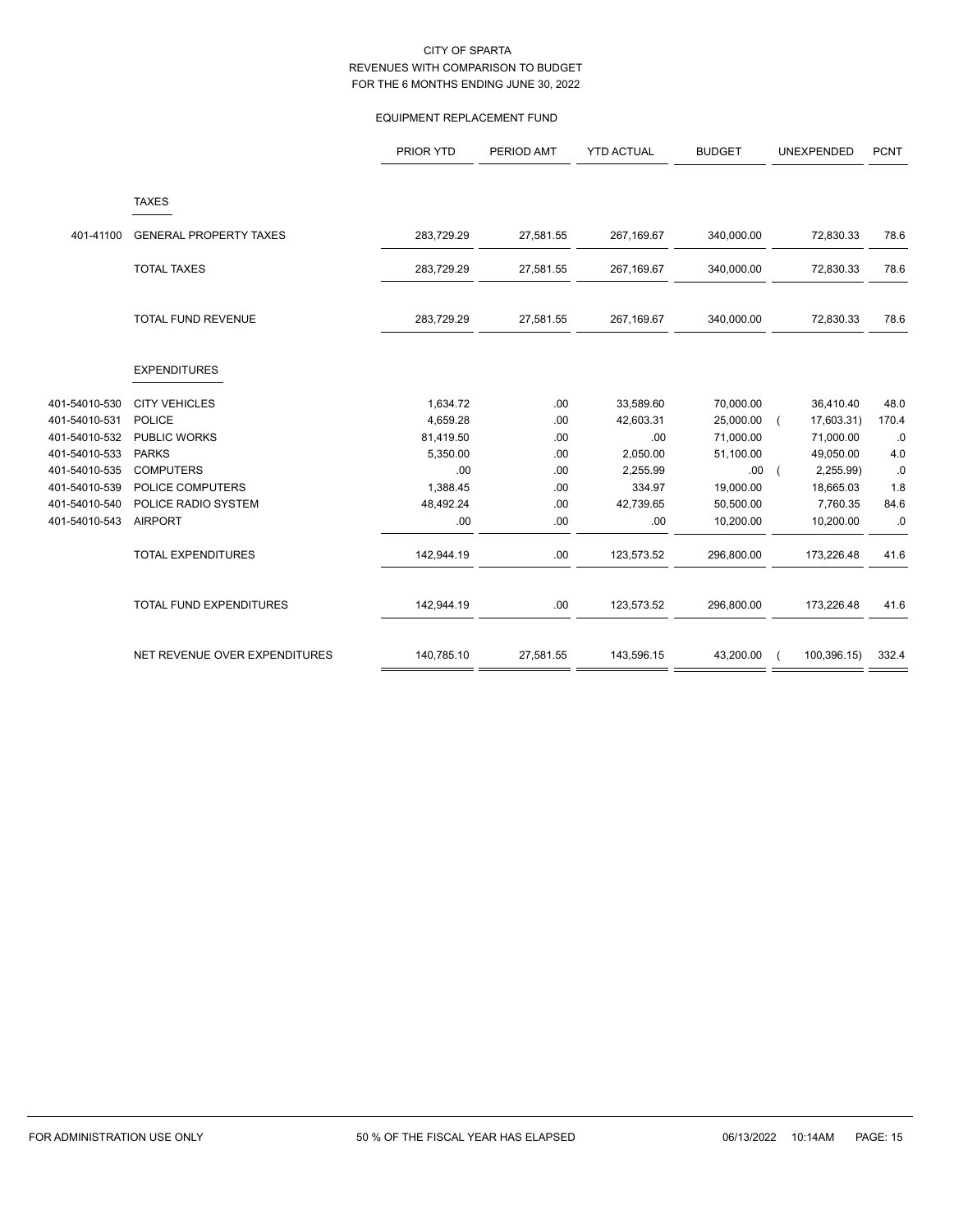CITY OF SPARTA
REVENUES WITH COMPARISON TO BUDGET
FOR THE 6 MONTHS ENDING JUNE 30, 2022

EQUIPMENT REPLACEMENT FUND

| | | PRIOR YTD | PERIOD AMT | YTD ACTUAL | BUDGET | UNEXPENDED | PCNT |
|---|---|---|---|---|---|---|---|
| | **TAXES** | | | | | | |
| 401-41100 | GENERAL PROPERTY TAXES | 283,729.29 | 27,581.55 | 267,169.67 | 340,000.00 | 72,830.33 | 78.6 |
| | TOTAL TAXES | 283,729.29 | 27,581.55 | 267,169.67 | 340,000.00 | 72,830.33 | 78.6 |
| | TOTAL FUND REVENUE | 283,729.29 | 27,581.55 | 267,169.67 | 340,000.00 | 72,830.33 | 78.6 |
| | **EXPENDITURES** | | | | | | |
| 401-54010-530 | CITY VEHICLES | 1,634.72 | .00 | 33,589.60 | 70,000.00 | 36,410.40 | 48.0 |
| 401-54010-531 | POLICE | 4,659.28 | .00 | 42,603.31 | 25,000.00 | ( 17,603.31) | 170.4 |
| 401-54010-532 | PUBLIC WORKS | 81,419.50 | .00 | .00 | 71,000.00 | 71,000.00 | .0 |
| 401-54010-533 | PARKS | 5,350.00 | .00 | 2,050.00 | 51,100.00 | 49,050.00 | 4.0 |
| 401-54010-535 | COMPUTERS | .00 | .00 | 2,255.99 | .00 | ( 2,255.99) | .0 |
| 401-54010-539 | POLICE COMPUTERS | 1,388.45 | .00 | 334.97 | 19,000.00 | 18,665.03 | 1.8 |
| 401-54010-540 | POLICE RADIO SYSTEM | 48,492.24 | .00 | 42,739.65 | 50,500.00 | 7,760.35 | 84.6 |
| 401-54010-543 | AIRPORT | .00 | .00 | .00 | 10,200.00 | 10,200.00 | .0 |
| | TOTAL EXPENDITURES | 142,944.19 | .00 | 123,573.52 | 296,800.00 | 173,226.48 | 41.6 |
| | TOTAL FUND EXPENDITURES | 142,944.19 | .00 | 123,573.52 | 296,800.00 | 173,226.48 | 41.6 |
| | NET REVENUE OVER EXPENDITURES | 140,785.10 | 27,581.55 | 143,596.15 | 43,200.00 | ( 100,396.15) | 332.4 |

FOR ADMINISTRATION USE ONLY — 50 % OF THE FISCAL YEAR HAS ELAPSED — 06/13/2022 10:14AM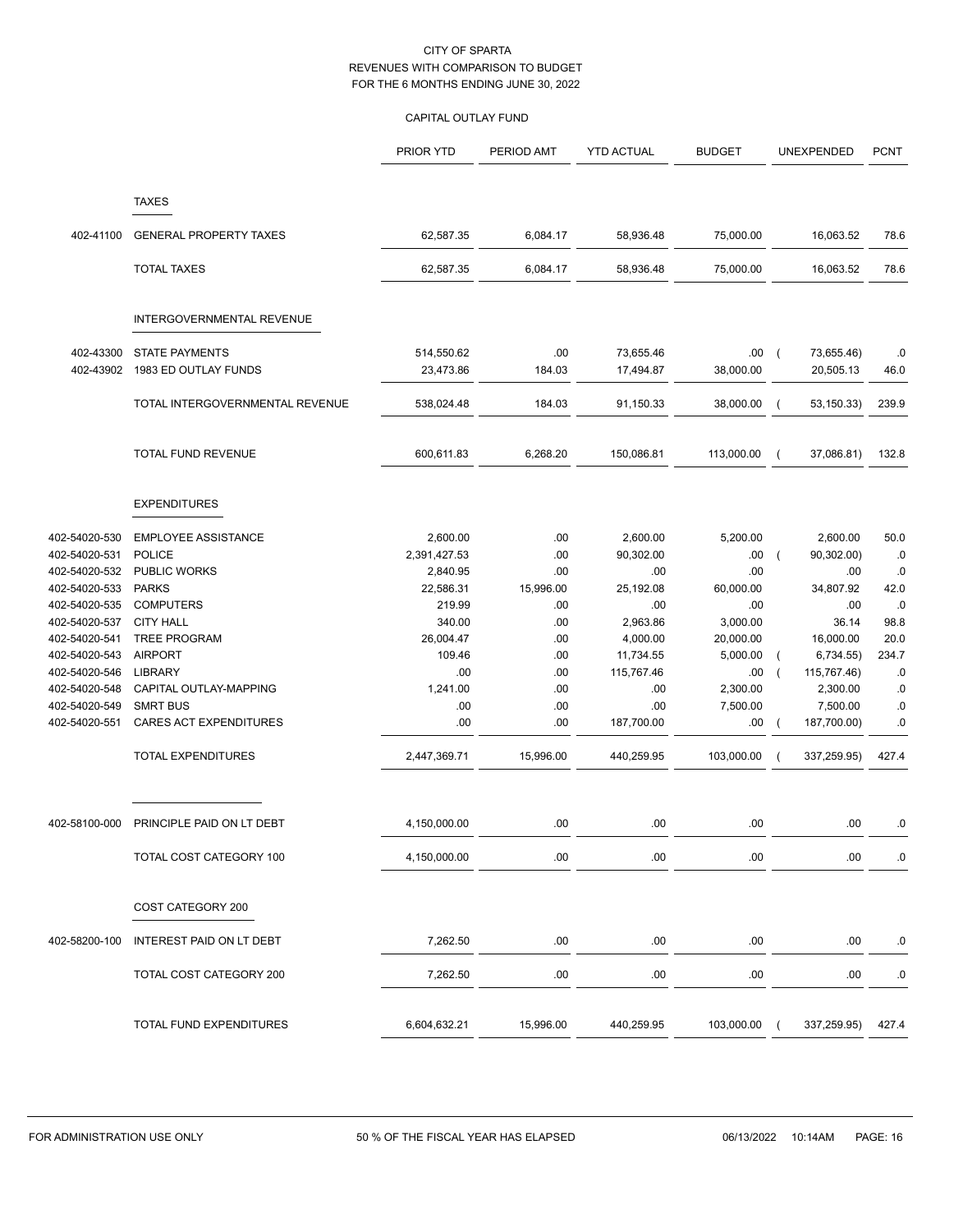CITY OF SPARTA
REVENUES WITH COMPARISON TO BUDGET
FOR THE 6 MONTHS ENDING JUNE 30, 2022

CAPITAL OUTLAY FUND

| | | PRIOR YTD | PERIOD AMT | YTD ACTUAL | BUDGET | UNEXPENDED | PCNT |
|---|---|---|---|---|---|---|---|
| | **TAXES** | | | | | | |
| 402-41100 | GENERAL PROPERTY TAXES | 62,587.35 | 6,084.17 | 58,936.48 | 75,000.00 | 16,063.52 | 78.6 |
| | TOTAL TAXES | 62,587.35 | 6,084.17 | 58,936.48 | 75,000.00 | 16,063.52 | 78.6 |
| | **INTERGOVERNMENTAL REVENUE** | | | | | | |
| 402-43300 | STATE PAYMENTS | 514,550.62 | .00 | 73,655.46 | .00 | ( 73,655.46) | .0 |
| 402-43902 | 1983 ED OUTLAY FUNDS | 23,473.86 | 184.03 | 17,494.87 | 38,000.00 | 20,505.13 | 46.0 |
| | TOTAL INTERGOVERNMENTAL REVENUE | 538,024.48 | 184.03 | 91,150.33 | 38,000.00 | ( 53,150.33) | 239.9 |
| | TOTAL FUND REVENUE | 600,611.83 | 6,268.20 | 150,086.81 | 113,000.00 | ( 37,086.81) | 132.8 |
| | **EXPENDITURES** | | | | | | |
| 402-54020-530 | EMPLOYEE ASSISTANCE | 2,600.00 | .00 | 2,600.00 | 5,200.00 | 2,600.00 | 50.0 |
| 402-54020-531 | POLICE | 2,391,427.53 | .00 | 90,302.00 | .00 | ( 90,302.00) | .0 |
| 402-54020-532 | PUBLIC WORKS | 2,840.95 | .00 | .00 | .00 | .00 | .0 |
| 402-54020-533 | PARKS | 22,586.31 | 15,996.00 | 25,192.08 | 60,000.00 | 34,807.92 | 42.0 |
| 402-54020-535 | COMPUTERS | 219.99 | .00 | .00 | .00 | .00 | .0 |
| 402-54020-537 | CITY HALL | 340.00 | .00 | 2,963.86 | 3,000.00 | 36.14 | 98.8 |
| 402-54020-541 | TREE PROGRAM | 26,004.47 | .00 | 4,000.00 | 20,000.00 | 16,000.00 | 20.0 |
| 402-54020-543 | AIRPORT | 109.46 | .00 | 11,734.55 | 5,000.00 | ( 6,734.55) | 234.7 |
| 402-54020-546 | LIBRARY | .00 | .00 | 115,767.46 | .00 | ( 115,767.46) | .0 |
| 402-54020-548 | CAPITAL OUTLAY-MAPPING | 1,241.00 | .00 | .00 | 2,300.00 | 2,300.00 | .0 |
| 402-54020-549 | SMRT BUS | .00 | .00 | .00 | 7,500.00 | 7,500.00 | .0 |
| 402-54020-551 | CARES ACT EXPENDITURES | .00 | .00 | 187,700.00 | .00 | ( 187,700.00) | .0 |
| | TOTAL EXPENDITURES | 2,447,369.71 | 15,996.00 | 440,259.95 | 103,000.00 | ( 337,259.95) | 427.4 |
| 402-58100-000 | PRINCIPLE PAID ON LT DEBT | 4,150,000.00 | .00 | .00 | .00 | .00 | .0 |
| | TOTAL COST CATEGORY 100 | 4,150,000.00 | .00 | .00 | .00 | .00 | .0 |
| | **COST CATEGORY 200** | | | | | | |
| 402-58200-100 | INTEREST PAID ON LT DEBT | 7,262.50 | .00 | .00 | .00 | .00 | .0 |
| | TOTAL COST CATEGORY 200 | 7,262.50 | .00 | .00 | .00 | .00 | .0 |
| | TOTAL FUND EXPENDITURES | 6,604,632.21 | 15,996.00 | 440,259.95 | 103,000.00 | ( 337,259.95) | 427.4 |

FOR ADMINISTRATION USE ONLY 50 % OF THE FISCAL YEAR HAS ELAPSED 06/13/2022 10:14AM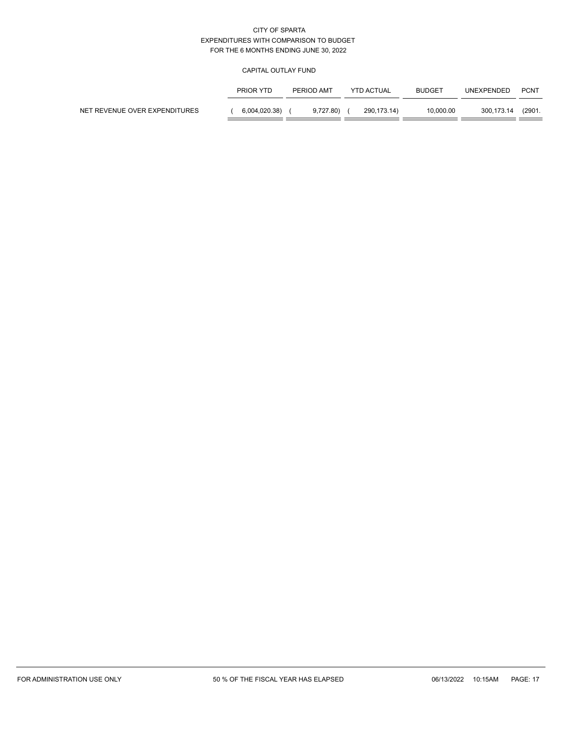CITY OF SPARTA
EXPENDITURES WITH COMPARISON TO BUDGET
FOR THE 6 MONTHS ENDING JUNE 30, 2022

CAPITAL OUTLAY FUND

| | PRIOR YTD | PERIOD AMT | YTD ACTUAL | BUDGET | UNEXPENDED | PCNT |
|---|---|---|---|---|---|---|
| NET REVENUE OVER EXPENDITURES | ( 6,004,020.38) | ( 9,727.80) | ( 290,173.14) | 10,000.00 | 300,173.14 | (2901. |

FOR ADMINISTRATION USE ONLY    50 % OF THE FISCAL YEAR HAS ELAPSED    06/13/2022 10:15AM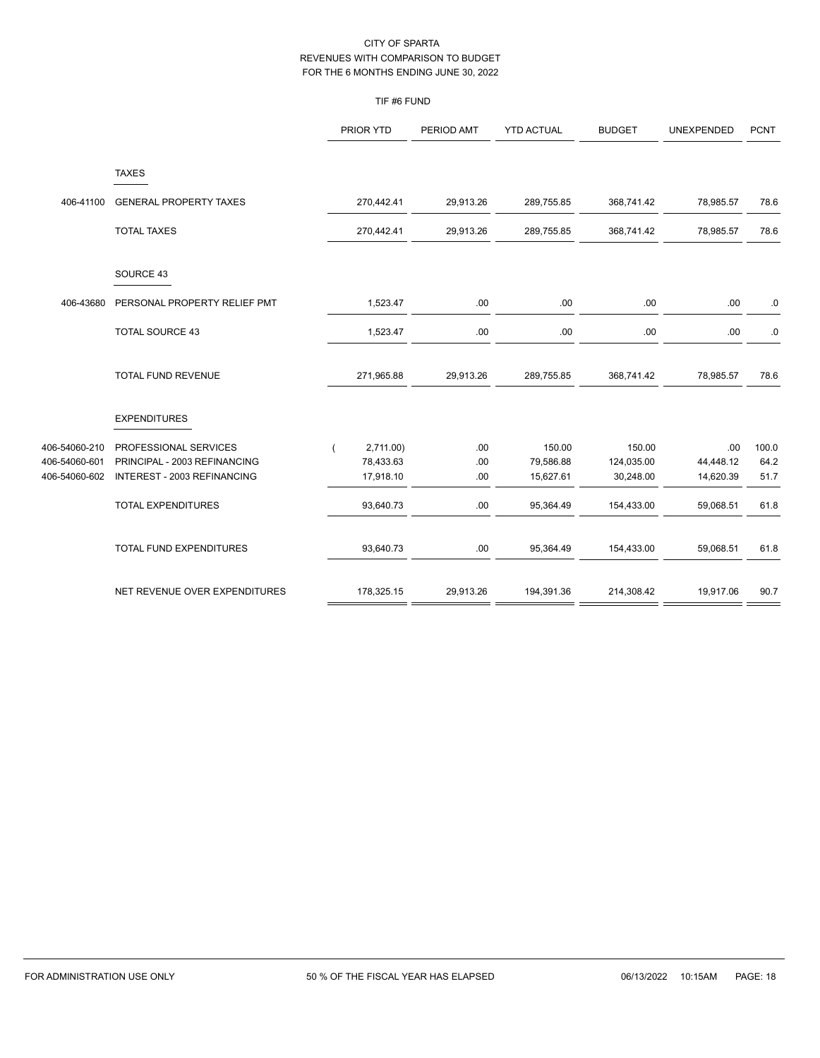CITY OF SPARTA
REVENUES WITH COMPARISON TO BUDGET
FOR THE 6 MONTHS ENDING JUNE 30, 2022

TIF #6 FUND

| | | PRIOR YTD | PERIOD AMT | YTD ACTUAL | BUDGET | UNEXPENDED | PCNT |
|---|---|---|---|---|---|---|---|
| | **TAXES** | | | | | | |
| 406-41100 | GENERAL PROPERTY TAXES | 270,442.41 | 29,913.26 | 289,755.85 | 368,741.42 | 78,985.57 | 78.6 |
| | TOTAL TAXES | 270,442.41 | 29,913.26 | 289,755.85 | 368,741.42 | 78,985.57 | 78.6 |
| | **SOURCE 43** | | | | | | |
| 406-43680 | PERSONAL PROPERTY RELIEF PMT | 1,523.47 | .00 | .00 | .00 | .00 | .0 |
| | TOTAL SOURCE 43 | 1,523.47 | .00 | .00 | .00 | .00 | .0 |
| | TOTAL FUND REVENUE | 271,965.88 | 29,913.26 | 289,755.85 | 368,741.42 | 78,985.57 | 78.6 |
| | **EXPENDITURES** | | | | | | |
| 406-54060-210 | PROFESSIONAL SERVICES | ( 2,711.00) | .00 | 150.00 | 150.00 | .00 | 100.0 |
| 406-54060-601 | PRINCIPAL - 2003 REFINANCING | 78,433.63 | .00 | 79,586.88 | 124,035.00 | 44,448.12 | 64.2 |
| 406-54060-602 | INTEREST - 2003 REFINANCING | 17,918.10 | .00 | 15,627.61 | 30,248.00 | 14,620.39 | 51.7 |
| | TOTAL EXPENDITURES | 93,640.73 | .00 | 95,364.49 | 154,433.00 | 59,068.51 | 61.8 |
| | TOTAL FUND EXPENDITURES | 93,640.73 | .00 | 95,364.49 | 154,433.00 | 59,068.51 | 61.8 |
| | NET REVENUE OVER EXPENDITURES | 178,325.15 | 29,913.26 | 194,391.36 | 214,308.42 | 19,917.06 | 90.7 |

FOR ADMINISTRATION USE ONLY — 50 % OF THE FISCAL YEAR HAS ELAPSED — 06/13/2022 10:15AM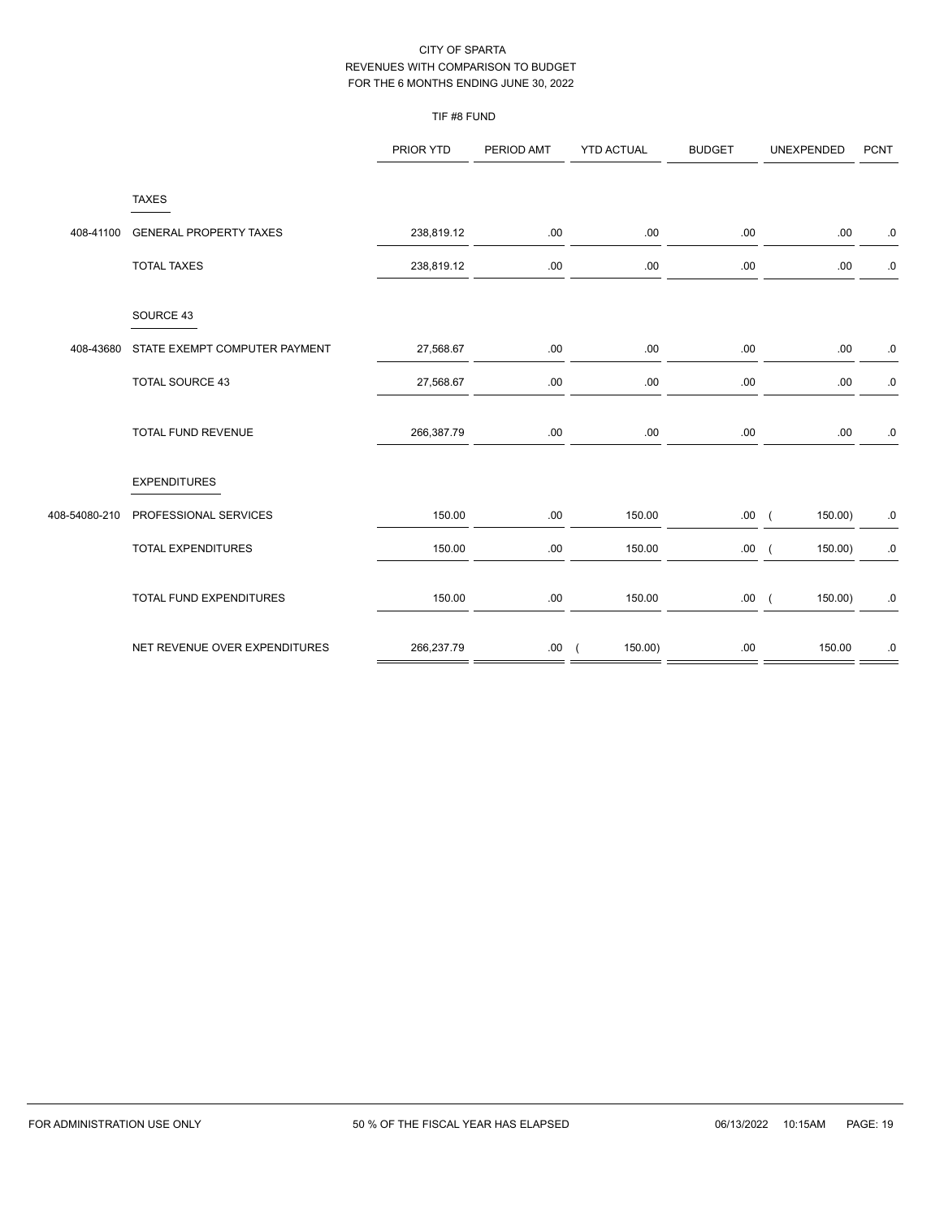# CITY OF SPARTA
## REVENUES WITH COMPARISON TO BUDGET
### FOR THE 6 MONTHS ENDING JUNE 30, 2022

TIF #8 FUND

| | | PRIOR YTD | PERIOD AMT | YTD ACTUAL | BUDGET | UNEXPENDED | PCNT |
|---|---|---|---|---|---|---|---|
| | TAXES | | | | | | |
| 408-41100 | GENERAL PROPERTY TAXES | 238,819.12 | .00 | .00 | .00 | .00 | .0 |
| | TOTAL TAXES | 238,819.12 | .00 | .00 | .00 | .00 | .0 |
| | SOURCE 43 | | | | | | |
| 408-43680 | STATE EXEMPT COMPUTER PAYMENT | 27,568.67 | .00 | .00 | .00 | .00 | .0 |
| | TOTAL SOURCE 43 | 27,568.67 | .00 | .00 | .00 | .00 | .0 |
| | TOTAL FUND REVENUE | 266,387.79 | .00 | .00 | .00 | .00 | .0 |
| | EXPENDITURES | | | | | | |
| 408-54080-210 | PROFESSIONAL SERVICES | 150.00 | .00 | 150.00 | .00 | ( 150.00) | .0 |
| | TOTAL EXPENDITURES | 150.00 | .00 | 150.00 | .00 | ( 150.00) | .0 |
| | TOTAL FUND EXPENDITURES | 150.00 | .00 | 150.00 | .00 | ( 150.00) | .0 |
| | NET REVENUE OVER EXPENDITURES | 266,237.79 | .00 | ( 150.00) | .00 | 150.00 | .0 |

FOR ADMINISTRATION USE ONLY 50 % OF THE FISCAL YEAR HAS ELAPSED 06/13/2022 10:15AM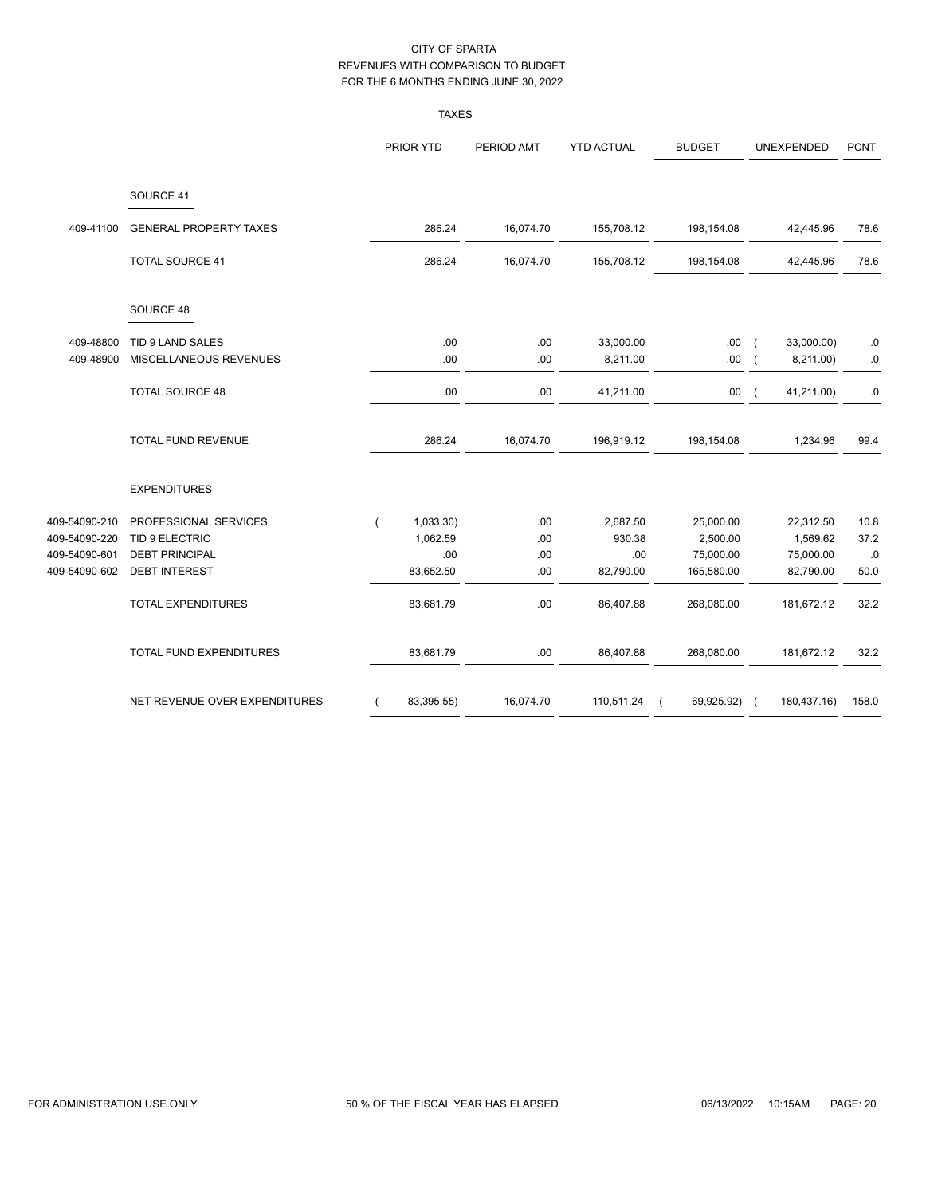CITY OF SPARTA
REVENUES WITH COMPARISON TO BUDGET
FOR THE 6 MONTHS ENDING JUNE 30, 2022

TAXES

| | | PRIOR YTD | PERIOD AMT | YTD ACTUAL | BUDGET | UNEXPENDED | PCNT |
|---|---|---|---|---|---|---|---|
| | **SOURCE 41** | | | | | | |
| 409-41100 | GENERAL PROPERTY TAXES | 286.24 | 16,074.70 | 155,708.12 | 198,154.08 | 42,445.96 | 78.6 |
| | TOTAL SOURCE 41 | 286.24 | 16,074.70 | 155,708.12 | 198,154.08 | 42,445.96 | 78.6 |
| | **SOURCE 48** | | | | | | |
| 409-48800 | TID 9 LAND SALES | .00 | .00 | 33,000.00 | .00 | ( 33,000.00) | .0 |
| 409-48900 | MISCELLANEOUS REVENUES | .00 | .00 | 8,211.00 | .00 | ( 8,211.00) | .0 |
| | TOTAL SOURCE 48 | .00 | .00 | 41,211.00 | .00 | ( 41,211.00) | .0 |
| | TOTAL FUND REVENUE | 286.24 | 16,074.70 | 196,919.12 | 198,154.08 | 1,234.96 | 99.4 |
| | **EXPENDITURES** | | | | | | |
| 409-54090-210 | PROFESSIONAL SERVICES | ( 1,033.30) | .00 | 2,687.50 | 25,000.00 | 22,312.50 | 10.8 |
| 409-54090-220 | TID 9 ELECTRIC | 1,062.59 | .00 | 930.38 | 2,500.00 | 1,569.62 | 37.2 |
| 409-54090-601 | DEBT PRINCIPAL | .00 | .00 | .00 | 75,000.00 | 75,000.00 | .0 |
| 409-54090-602 | DEBT INTEREST | 83,652.50 | .00 | 82,790.00 | 165,580.00 | 82,790.00 | 50.0 |
| | TOTAL EXPENDITURES | 83,681.79 | .00 | 86,407.88 | 268,080.00 | 181,672.12 | 32.2 |
| | TOTAL FUND EXPENDITURES | 83,681.79 | .00 | 86,407.88 | 268,080.00 | 181,672.12 | 32.2 |
| | NET REVENUE OVER EXPENDITURES | ( 83,395.55) | 16,074.70 | 110,511.24 | ( 69,925.92) | ( 180,437.16) | 158.0 |

FOR ADMINISTRATION USE ONLY — 50 % OF THE FISCAL YEAR HAS ELAPSED — 06/13/2022 10:15AM